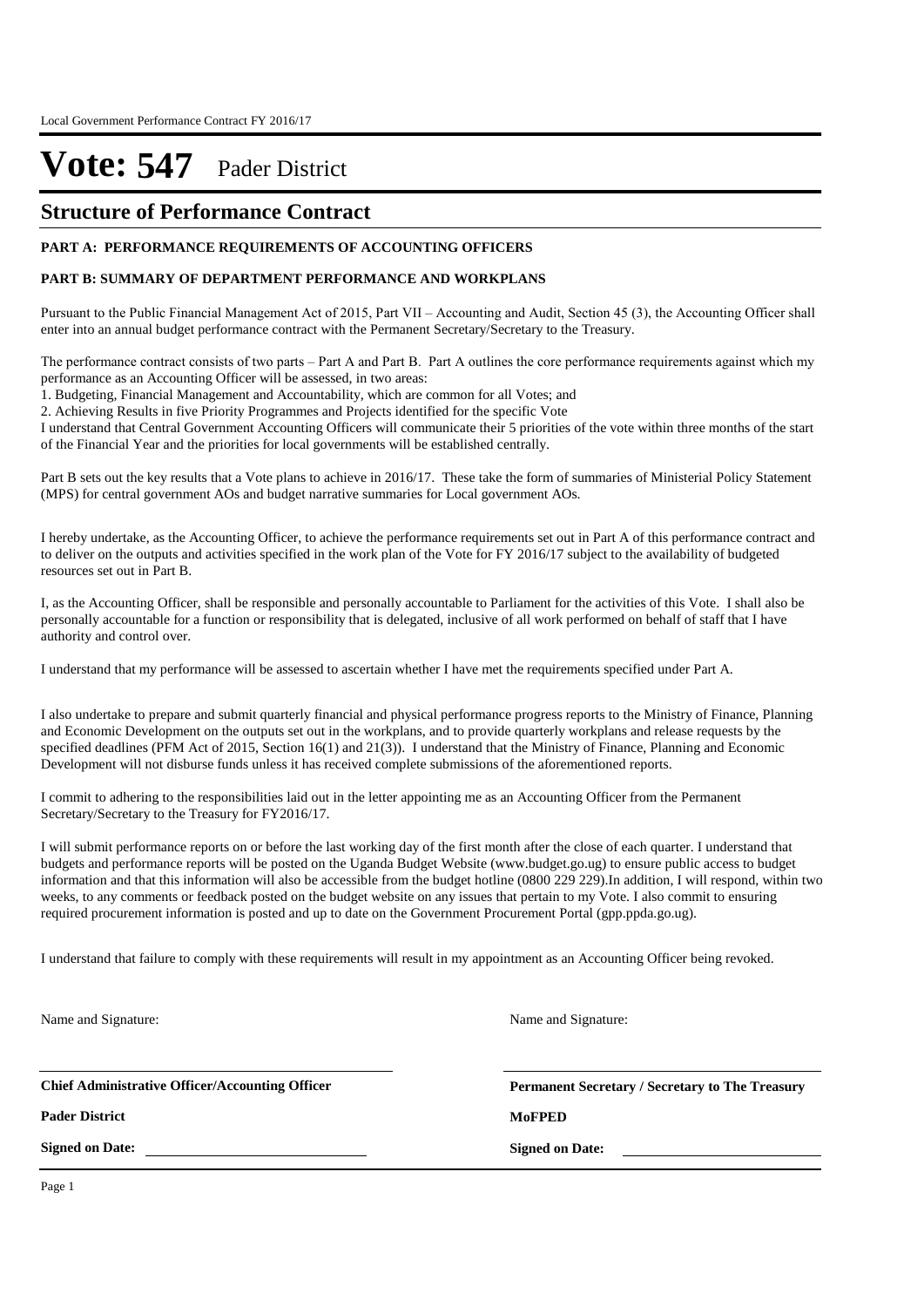# Vote: 547 Pader District

## Structure of Performance Contract

**PART A: PERFORMANCE REQUIREMENTS OF ACCOUNTING OFFICERS**

**PART B: SUMMARY OF DEPARTMENT PERFORMANCE AND WORKPLANS**

Pursuant to the Public Financial Management Act of 2015, Part VII – Accounting and Audit, Section 45 (3), the Accounting Officer shall enter into an annual budget performance contract with the Permanent Secretary/Secretary to the Treasury.

The performance contract consists of two parts – Part A and Part B. Part A outlines the core performance requirements against which my performance as an Accounting Officer will be assessed, in two areas:

1. Budgeting, Financial Management and Accountability, which are common for all Votes; and
2. Achieving Results in five Priority Programmes and Projects identified for the specific Vote

I understand that Central Government Accounting Officers will communicate their 5 priorities of the vote within three months of the start of the Financial Year and the priorities for local governments will be established centrally.

Part B sets out the key results that a Vote plans to achieve in 2016/17. These take the form of summaries of Ministerial Policy Statement (MPS) for central government AOs and budget narrative summaries for Local government AOs.

I hereby undertake, as the Accounting Officer, to achieve the performance requirements set out in Part A of this performance contract and to deliver on the outputs and activities specified in the work plan of the Vote for FY 2016/17 subject to the availability of budgeted resources set out in Part B.

I, as the Accounting Officer, shall be responsible and personally accountable to Parliament for the activities of this Vote. I shall also be personally accountable for a function or responsibility that is delegated, inclusive of all work performed on behalf of staff that I have authority and control over.

I understand that my performance will be assessed to ascertain whether I have met the requirements specified under Part A.

I also undertake to prepare and submit quarterly financial and physical performance progress reports to the Ministry of Finance, Planning and Economic Development on the outputs set out in the workplans, and to provide quarterly workplans and release requests by the specified deadlines (PFM Act of 2015, Section 16(1) and 21(3)). I understand that the Ministry of Finance, Planning and Economic Development will not disburse funds unless it has received complete submissions of the aforementioned reports.

I commit to adhering to the responsibilities laid out in the letter appointing me as an Accounting Officer from the Permanent Secretary/Secretary to the Treasury for FY2016/17.

I will submit performance reports on or before the last working day of the first month after the close of each quarter. I understand that budgets and performance reports will be posted on the Uganda Budget Website (www.budget.go.ug) to ensure public access to budget information and that this information will also be accessible from the budget hotline (0800 229 229).In addition, I will respond, within two weeks, to any comments or feedback posted on the budget website on any issues that pertain to my Vote. I also commit to ensuring required procurement information is posted and up to date on the Government Procurement Portal (gpp.ppda.go.ug).

I understand that failure to comply with these requirements will result in my appointment as an Accounting Officer being revoked.

| Name and Signature: | Name and Signature: |
|---|---|
| **Chief Administrative Officer/Accounting Officer** | **Permanent Secretary / Secretary to The Treasury** |
| **Pader District** | **MoFPED** |
| **Signed on Date:** | **Signed on Date:** |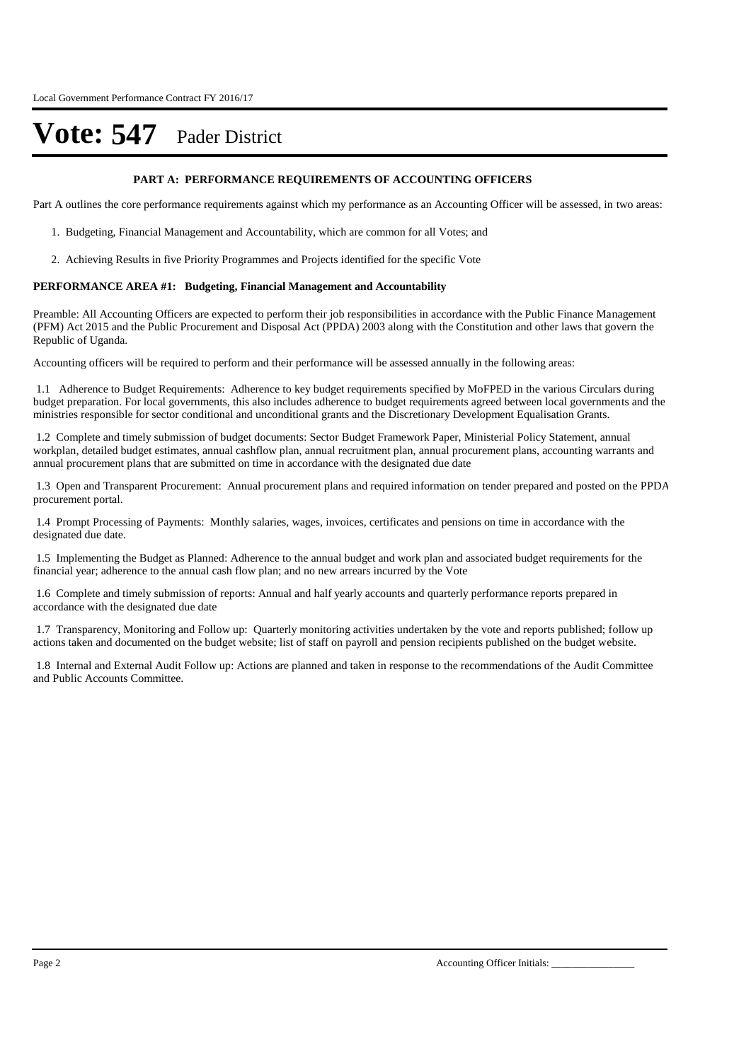# Vote: 547 Pader District

**PART A: PERFORMANCE REQUIREMENTS OF ACCOUNTING OFFICERS**

Part A outlines the core performance requirements against which my performance as an Accounting Officer will be assessed, in two areas:

1. Budgeting, Financial Management and Accountability, which are common for all Votes; and
2. Achieving Results in five Priority Programmes and Projects identified for the specific Vote

**PERFORMANCE AREA #1: Budgeting, Financial Management and Accountability**

Preamble: All Accounting Officers are expected to perform their job responsibilities in accordance with the Public Finance Management (PFM) Act 2015 and the Public Procurement and Disposal Act (PPDA) 2003 along with the Constitution and other laws that govern the Republic of Uganda.

Accounting officers will be required to perform and their performance will be assessed annually in the following areas:

1.1 Adherence to Budget Requirements: Adherence to key budget requirements specified by MoFPED in the various Circulars during budget preparation. For local governments, this also includes adherence to budget requirements agreed between local governments and the ministries responsible for sector conditional and unconditional grants and the Discretionary Development Equalisation Grants.

1.2 Complete and timely submission of budget documents: Sector Budget Framework Paper, Ministerial Policy Statement, annual workplan, detailed budget estimates, annual cashflow plan, annual recruitment plan, annual procurement plans, accounting warrants and annual procurement plans that are submitted on time in accordance with the designated due date

1.3 Open and Transparent Procurement: Annual procurement plans and required information on tender prepared and posted on the PPDA procurement portal.

1.4 Prompt Processing of Payments: Monthly salaries, wages, invoices, certificates and pensions on time in accordance with the designated due date.

1.5 Implementing the Budget as Planned: Adherence to the annual budget and work plan and associated budget requirements for the financial year; adherence to the annual cash flow plan; and no new arrears incurred by the Vote

1.6 Complete and timely submission of reports: Annual and half yearly accounts and quarterly performance reports prepared in accordance with the designated due date

1.7 Transparency, Monitoring and Follow up: Quarterly monitoring activities undertaken by the vote and reports published; follow up actions taken and documented on the budget website; list of staff on payroll and pension recipients published on the budget website.

1.8 Internal and External Audit Follow up: Actions are planned and taken in response to the recommendations of the Audit Committee and Public Accounts Committee.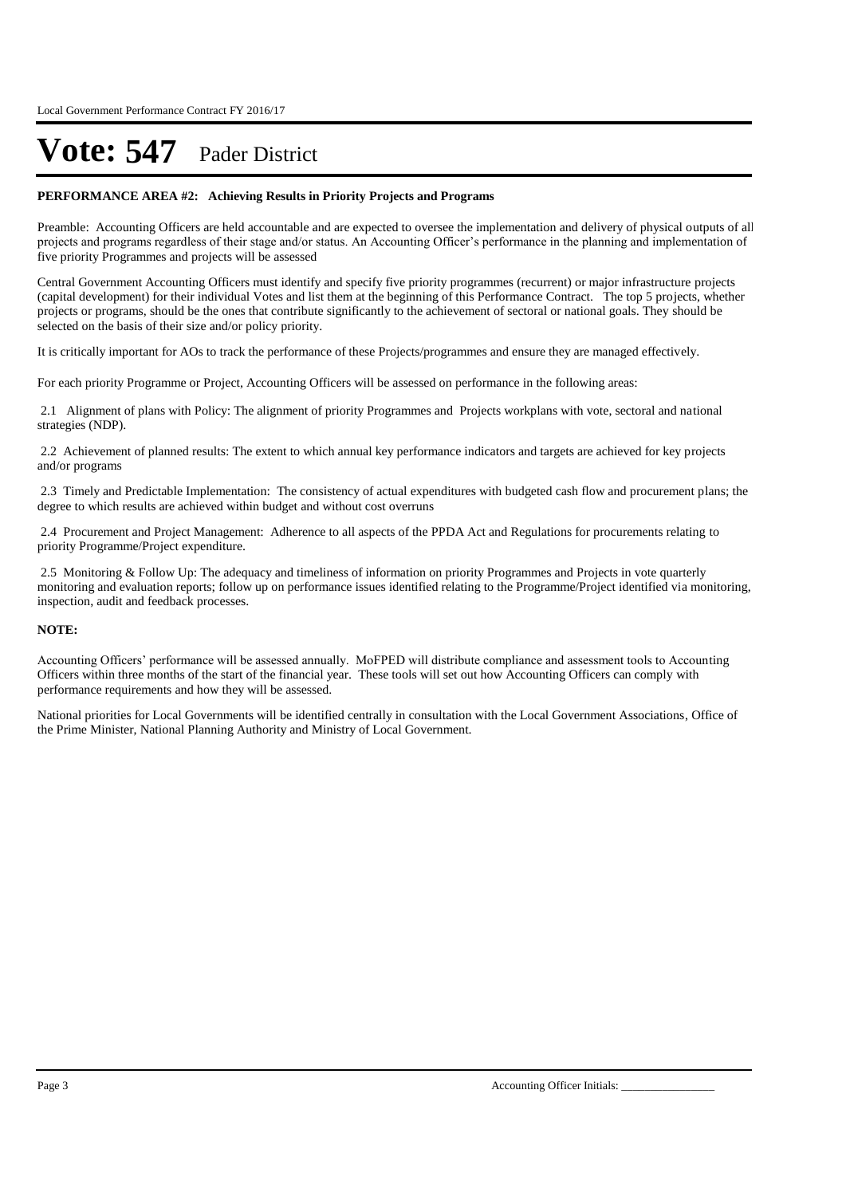# Vote: 547 Pader District

**PERFORMANCE AREA #2: Achieving Results in Priority Projects and Programs**

Preamble: Accounting Officers are held accountable and are expected to oversee the implementation and delivery of physical outputs of all projects and programs regardless of their stage and/or status. An Accounting Officer's performance in the planning and implementation of five priority Programmes and projects will be assessed

Central Government Accounting Officers must identify and specify five priority programmes (recurrent) or major infrastructure projects (capital development) for their individual Votes and list them at the beginning of this Performance Contract. The top 5 projects, whether projects or programs, should be the ones that contribute significantly to the achievement of sectoral or national goals. They should be selected on the basis of their size and/or policy priority.

It is critically important for AOs to track the performance of these Projects/programmes and ensure they are managed effectively.

For each priority Programme or Project, Accounting Officers will be assessed on performance in the following areas:

2.1 Alignment of plans with Policy: The alignment of priority Programmes and Projects workplans with vote, sectoral and national strategies (NDP).

2.2 Achievement of planned results: The extent to which annual key performance indicators and targets are achieved for key projects and/or programs

2.3 Timely and Predictable Implementation: The consistency of actual expenditures with budgeted cash flow and procurement plans; the degree to which results are achieved within budget and without cost overruns

2.4 Procurement and Project Management: Adherence to all aspects of the PPDA Act and Regulations for procurements relating to priority Programme/Project expenditure.

2.5 Monitoring & Follow Up: The adequacy and timeliness of information on priority Programmes and Projects in vote quarterly monitoring and evaluation reports; follow up on performance issues identified relating to the Programme/Project identified via monitoring, inspection, audit and feedback processes.

**NOTE:**

Accounting Officers' performance will be assessed annually. MoFPED will distribute compliance and assessment tools to Accounting Officers within three months of the start of the financial year. These tools will set out how Accounting Officers can comply with performance requirements and how they will be assessed.

National priorities for Local Governments will be identified centrally in consultation with the Local Government Associations, Office of the Prime Minister, National Planning Authority and Ministry of Local Government.

Accounting Officer Initials: ________________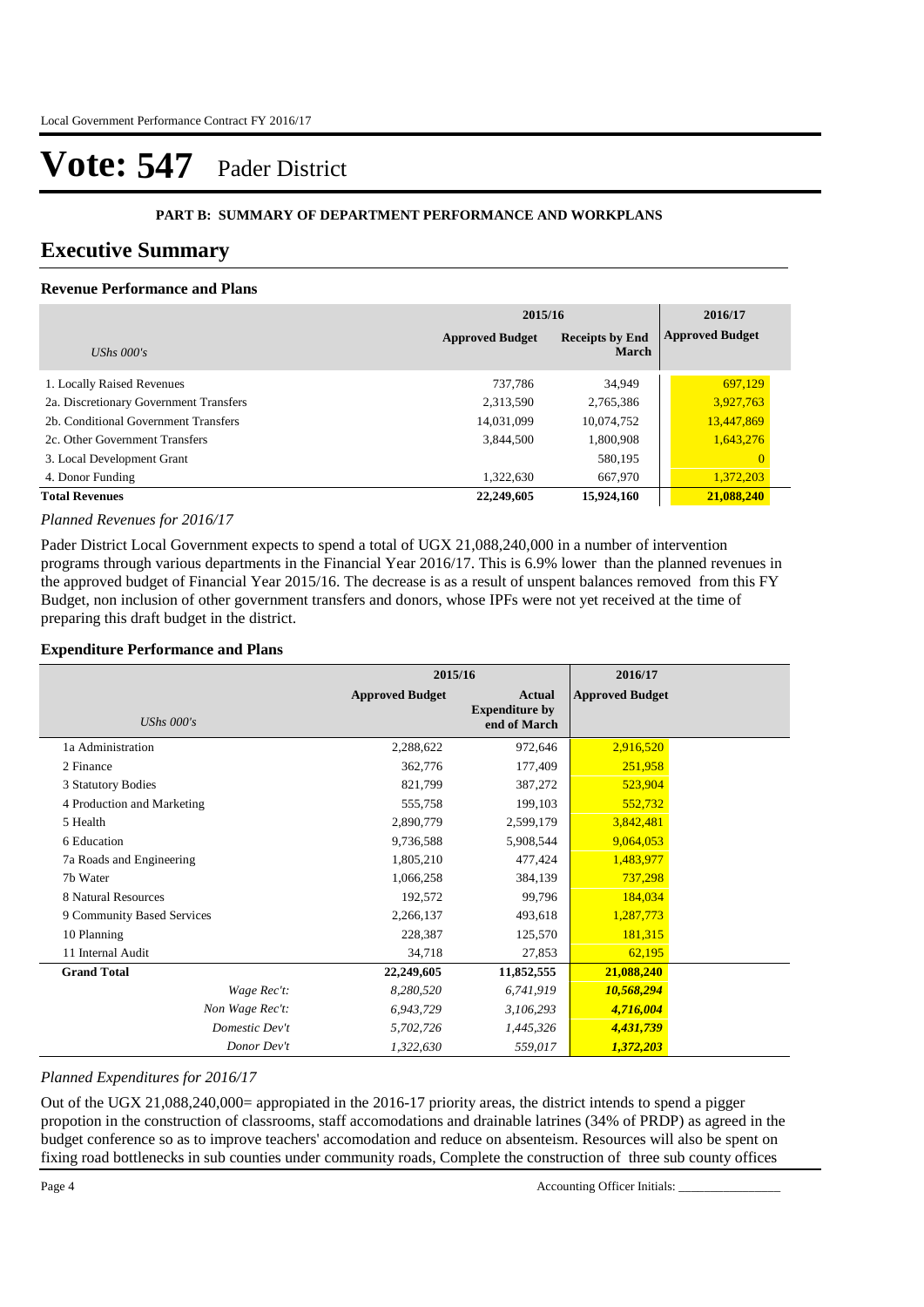# Vote: 547 Pader District

**PART B: SUMMARY OF DEPARTMENT PERFORMANCE AND WORKPLANS**

## Executive Summary

### Revenue Performance and Plans

| *UShs 000's* | 2015/16 Approved Budget | 2015/16 Receipts by End March | 2016/17 Approved Budget |
|---|---|---|---|
| 1. Locally Raised Revenues | 737,786 | 34,949 | 697,129 |
| 2a. Discretionary Government Transfers | 2,313,590 | 2,765,386 | 3,927,763 |
| 2b. Conditional Government Transfers | 14,031,099 | 10,074,752 | 13,447,869 |
| 2c. Other Government Transfers | 3,844,500 | 1,800,908 | 1,643,276 |
| 3. Local Development Grant | | 580,195 | 0 |
| 4. Donor Funding | 1,322,630 | 667,970 | 1,372,203 |
| **Total Revenues** | **22,249,605** | **15,924,160** | **21,088,240** |

*Planned Revenues for 2016/17*

Pader District Local Government expects to spend a total of UGX 21,088,240,000 in a number of intervention programs through various departments in the Financial Year 2016/17. This is 6.9% lower than the planned revenues in the approved budget of Financial Year 2015/16. The decrease is as a result of unspent balances removed from this FY Budget, non inclusion of other government transfers and donors, whose IPFs were not yet received at the time of preparing this draft budget in the district.

### Expenditure Performance and Plans

| *UShs 000's* | 2015/16 Approved Budget | 2015/16 Actual Expenditure by end of March | 2016/17 Approved Budget |
|---|---|---|---|
| 1a Administration | 2,288,622 | 972,646 | 2,916,520 |
| 2 Finance | 362,776 | 177,409 | 251,958 |
| 3 Statutory Bodies | 821,799 | 387,272 | 523,904 |
| 4 Production and Marketing | 555,758 | 199,103 | 552,732 |
| 5 Health | 2,890,779 | 2,599,179 | 3,842,481 |
| 6 Education | 9,736,588 | 5,908,544 | 9,064,053 |
| 7a Roads and Engineering | 1,805,210 | 477,424 | 1,483,977 |
| 7b Water | 1,066,258 | 384,139 | 737,298 |
| 8 Natural Resources | 192,572 | 99,796 | 184,034 |
| 9 Community Based Services | 2,266,137 | 493,618 | 1,287,773 |
| 10 Planning | 228,387 | 125,570 | 181,315 |
| 11 Internal Audit | 34,718 | 27,853 | 62,195 |
| **Grand Total** | **22,249,605** | **11,852,555** | **21,088,240** |
| *Wage Rec't:* | *8,280,520* | *6,741,919* | ***10,568,294*** |
| *Non Wage Rec't:* | *6,943,729* | *3,106,293* | ***4,716,004*** |
| *Domestic Dev't* | *5,702,726* | *1,445,326* | ***4,431,739*** |
| *Donor Dev't* | *1,322,630* | *559,017* | ***1,372,203*** |

*Planned Expenditures for 2016/17*

Out of the UGX 21,088,240,000= appropiated in the 2016-17 priority areas, the district intends to spend a pigger propotion in the construction of classrooms, staff accomodations and drainable latrines (34% of PRDP) as agreed in the budget conference so as to improve teachers' accomodation and reduce on absenteism. Resources will also be spent on fixing road bottlenecks in sub counties under community roads, Complete the construction of three sub county offices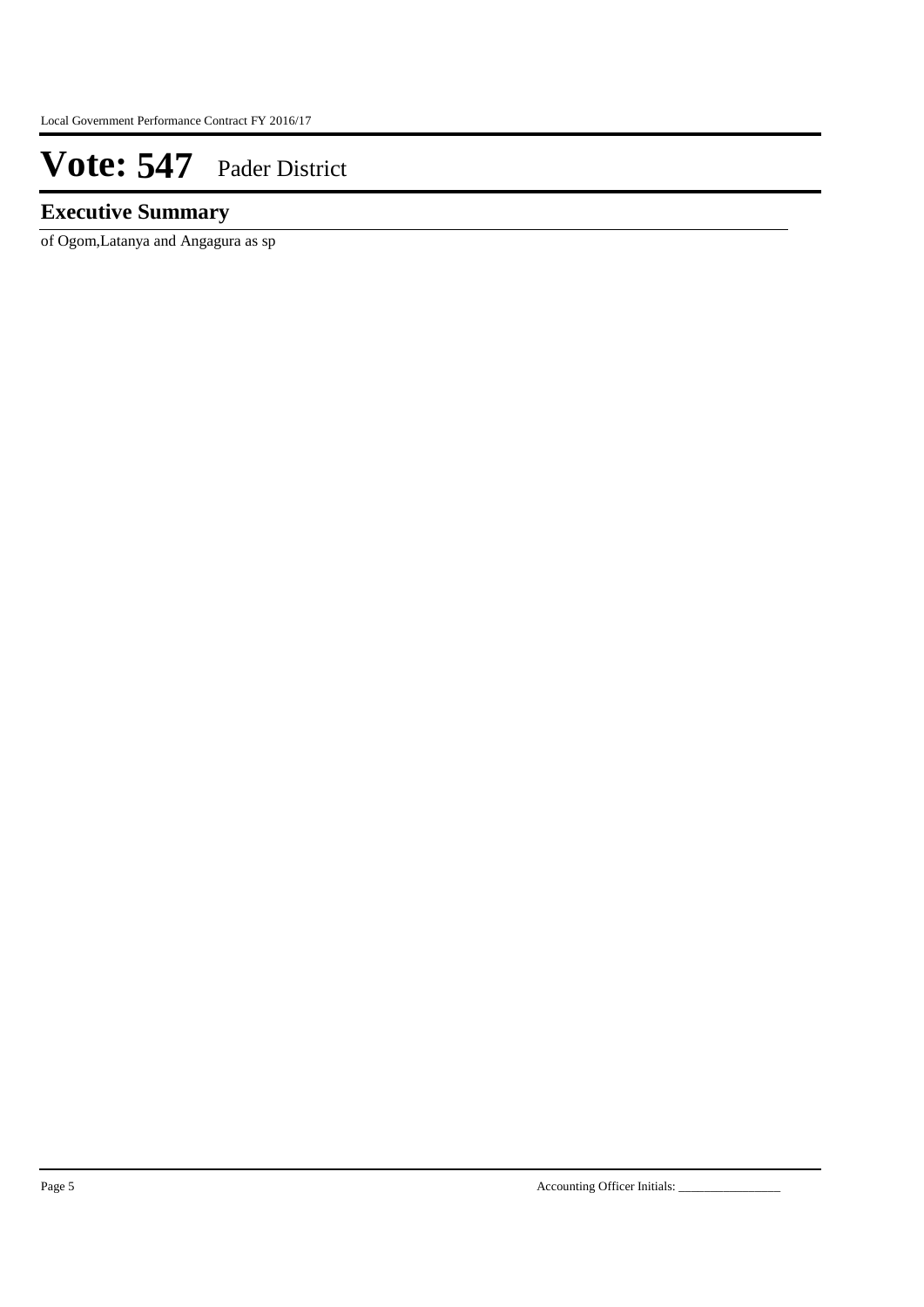# Vote: 547 Pader District

## Executive Summary

of Ogom,Latanya and Angagura as sp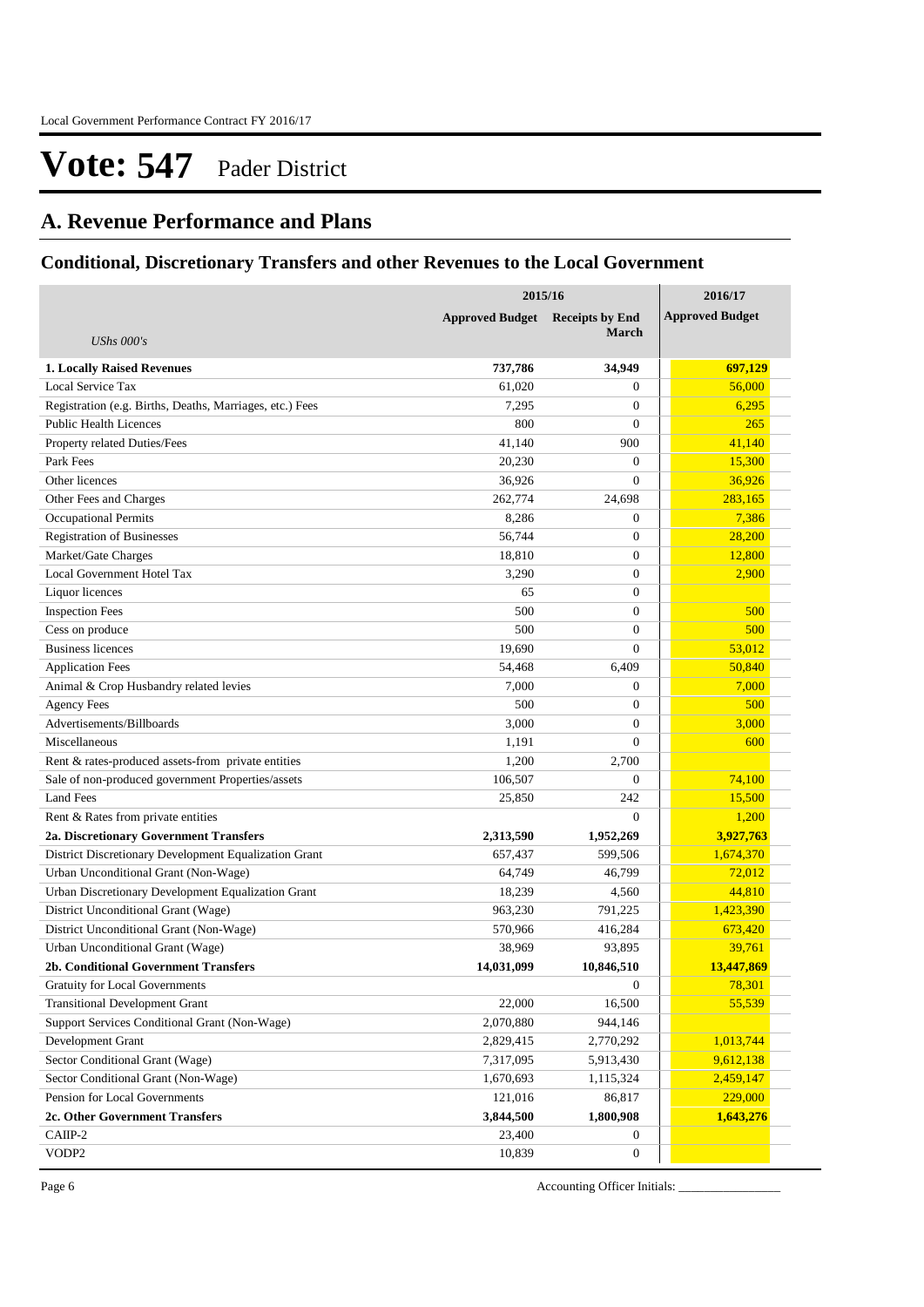# Vote: 547 Pader District

## A. Revenue Performance and Plans

### Conditional, Discretionary Transfers and other Revenues to the Local Government

| *UShs 000's* | 2015/16 Approved Budget | 2015/16 Receipts by End March | 2016/17 Approved Budget |
|---|---|---|---|
| **1. Locally Raised Revenues** | **737,786** | **34,949** | **697,129** |
| Local Service Tax | 61,020 | 0 | 56,000 |
| Registration (e.g. Births, Deaths, Marriages, etc.) Fees | 7,295 | 0 | 6,295 |
| Public Health Licences | 800 | 0 | 265 |
| Property related Duties/Fees | 41,140 | 900 | 41,140 |
| Park Fees | 20,230 | 0 | 15,300 |
| Other licences | 36,926 | 0 | 36,926 |
| Other Fees and Charges | 262,774 | 24,698 | 283,165 |
| Occupational Permits | 8,286 | 0 | 7,386 |
| Registration of Businesses | 56,744 | 0 | 28,200 |
| Market/Gate Charges | 18,810 | 0 | 12,800 |
| Local Government Hotel Tax | 3,290 | 0 | 2,900 |
| Liquor licences | 65 | 0 | |
| Inspection Fees | 500 | 0 | 500 |
| Cess on produce | 500 | 0 | 500 |
| Business licences | 19,690 | 0 | 53,012 |
| Application Fees | 54,468 | 6,409 | 50,840 |
| Animal & Crop Husbandry related levies | 7,000 | 0 | 7,000 |
| Agency Fees | 500 | 0 | 500 |
| Advertisements/Billboards | 3,000 | 0 | 3,000 |
| Miscellaneous | 1,191 | 0 | 600 |
| Rent & rates-produced assets-from private entities | 1,200 | 2,700 | |
| Sale of non-produced government Properties/assets | 106,507 | 0 | 74,100 |
| Land Fees | 25,850 | 242 | 15,500 |
| Rent & Rates from private entities | | 0 | 1,200 |
| **2a. Discretionary Government Transfers** | **2,313,590** | **1,952,269** | **3,927,763** |
| District Discretionary Development Equalization Grant | 657,437 | 599,506 | 1,674,370 |
| Urban Unconditional Grant (Non-Wage) | 64,749 | 46,799 | 72,012 |
| Urban Discretionary Development Equalization Grant | 18,239 | 4,560 | 44,810 |
| District Unconditional Grant (Wage) | 963,230 | 791,225 | 1,423,390 |
| District Unconditional Grant (Non-Wage) | 570,966 | 416,284 | 673,420 |
| Urban Unconditional Grant (Wage) | 38,969 | 93,895 | 39,761 |
| **2b. Conditional Government Transfers** | **14,031,099** | **10,846,510** | **13,447,869** |
| Gratuity for Local Governments | | 0 | 78,301 |
| Transitional Development Grant | 22,000 | 16,500 | 55,539 |
| Support Services Conditional Grant (Non-Wage) | 2,070,880 | 944,146 | |
| Development Grant | 2,829,415 | 2,770,292 | 1,013,744 |
| Sector Conditional Grant (Wage) | 7,317,095 | 5,913,430 | 9,612,138 |
| Sector Conditional Grant (Non-Wage) | 1,670,693 | 1,115,324 | 2,459,147 |
| Pension for Local Governments | 121,016 | 86,817 | 229,000 |
| **2c. Other Government Transfers** | **3,844,500** | **1,800,908** | **1,643,276** |
| CAIIP-2 | 23,400 | 0 | |
| VODP2 | 10,839 | 0 | |

Accounting Officer Initials: ________________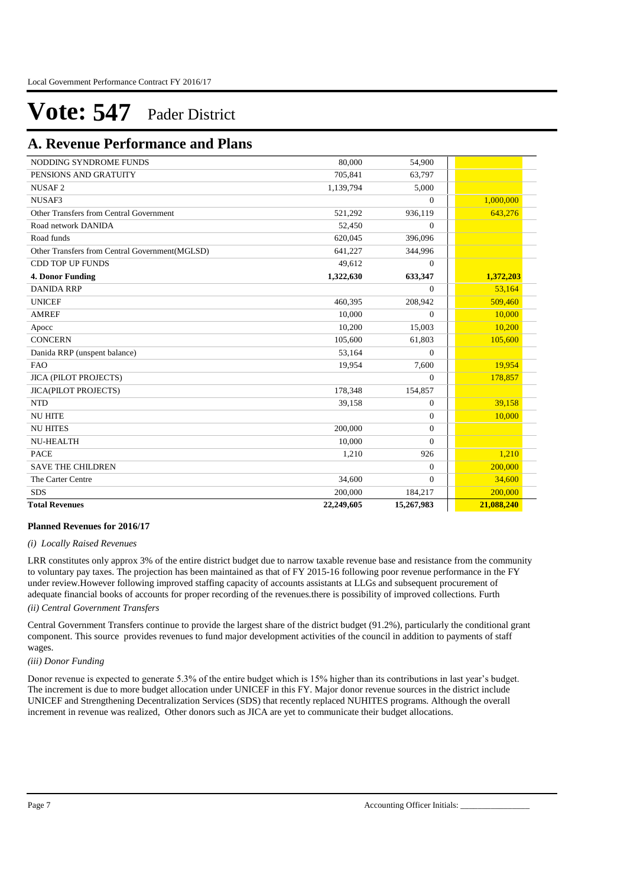# Vote: 547 Pader District

## A. Revenue Performance and Plans

| | | | |
|---|---|---|---|
| NODDING SYNDROME FUNDS | 80,000 | 54,900 | |
| PENSIONS AND GRATUITY | 705,841 | 63,797 | |
| NUSAF 2 | 1,139,794 | 5,000 | |
| NUSAF3 | | 0 | 1,000,000 |
| Other Transfers from Central Government | 521,292 | 936,119 | 643,276 |
| Road network DANIDA | 52,450 | 0 | |
| Road funds | 620,045 | 396,096 | |
| Other Transfers from Central Government(MGLSD) | 641,227 | 344,996 | |
| CDD TOP UP FUNDS | 49,612 | 0 | |
| **4. Donor Funding** | **1,322,630** | **633,347** | **1,372,203** |
| DANIDA RRP | | 0 | 53,164 |
| UNICEF | 460,395 | 208,942 | 509,460 |
| AMREF | 10,000 | 0 | 10,000 |
| Apocc | 10,200 | 15,003 | 10,200 |
| CONCERN | 105,600 | 61,803 | 105,600 |
| Danida RRP (unspent balance) | 53,164 | 0 | |
| FAO | 19,954 | 7,600 | 19,954 |
| JICA (PILOT PROJECTS) | | 0 | 178,857 |
| JICA(PILOT PROJECTS) | 178,348 | 154,857 | |
| NTD | 39,158 | 0 | 39,158 |
| NU HITE | | 0 | 10,000 |
| NU HITES | 200,000 | 0 | |
| NU-HEALTH | 10,000 | 0 | |
| PACE | 1,210 | 926 | 1,210 |
| SAVE THE CHILDREN | | 0 | 200,000 |
| The Carter Centre | 34,600 | 0 | 34,600 |
| SDS | 200,000 | 184,217 | 200,000 |
| **Total Revenues** | **22,249,605** | **15,267,983** | **21,088,240** |

**Planned Revenues for 2016/17**

*(i) Locally Raised Revenues*

LRR constitutes only approx 3% of the entire district budget due to narrow taxable revenue base and resistance from the community to voluntary pay taxes. The projection has been maintained as that of FY 2015-16 following poor revenue performance in the FY under review.However following improved staffing capacity of accounts assistants at LLGs and subsequent procurement of adequate financial books of accounts for proper recording of the revenues.there is possibility of improved collections. Furth

*(ii) Central Government Transfers*

Central Government Transfers continue to provide the largest share of the district budget (91.2%), particularly the conditional grant component. This source provides revenues to fund major development activities of the council in addition to payments of staff wages.

*(iii) Donor Funding*

Donor revenue is expected to generate 5.3% of the entire budget which is 15% higher than its contributions in last year's budget. The increment is due to more budget allocation under UNICEF in this FY. Major donor revenue sources in the district include UNICEF and Strengthening Decentralization Services (SDS) that recently replaced NUHITES programs. Although the overall increment in revenue was realized, Other donors such as JICA are yet to communicate their budget allocations.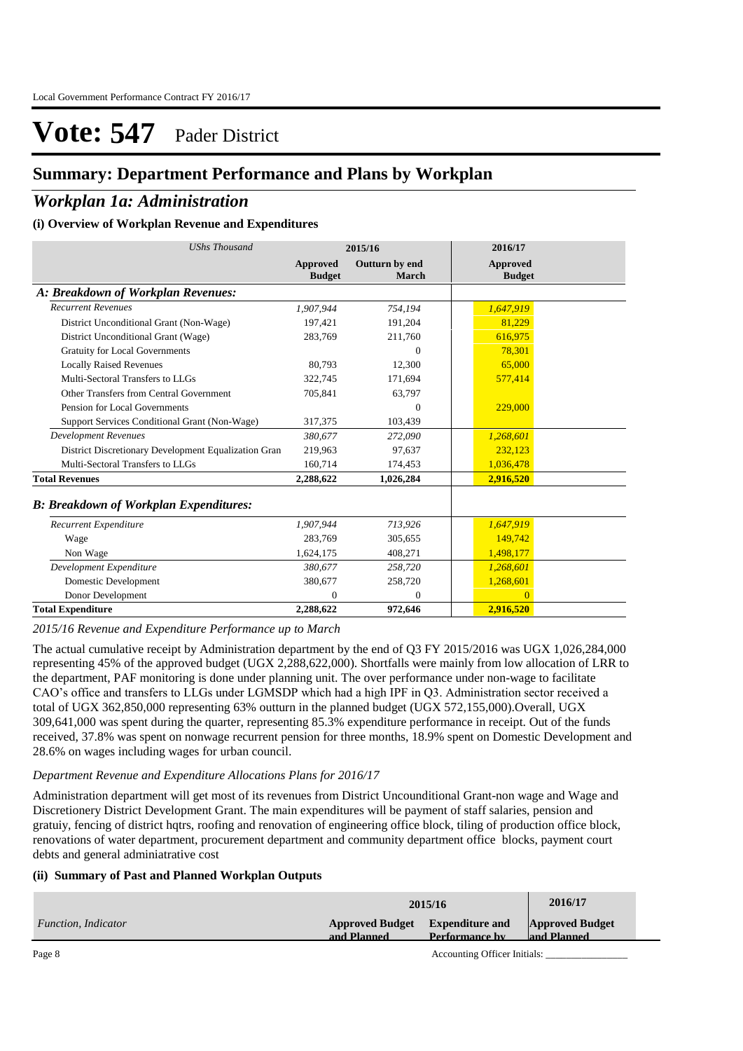# Vote: 547 Pader District

## Summary: Department Performance and Plans by Workplan

## *Workplan 1a: Administration*

### (i) Overview of Workplan Revenue and Expenditures

| *UShs Thousand* | 2015/16 | | 2016/17 |
|---|---|---|---|
| | **Approved Budget** | **Outturn by end March** | **Approved Budget** |
| ***A: Breakdown of Workplan Revenues:*** | | | |
| *Recurrent Revenues* | *1,907,944* | *754,194* | *1,647,919* |
| District Unconditional Grant (Non-Wage) | 197,421 | 191,204 | 81,229 |
| District Unconditional Grant (Wage) | 283,769 | 211,760 | 616,975 |
| Gratuity for Local Governments | | 0 | 78,301 |
| Locally Raised Revenues | 80,793 | 12,300 | 65,000 |
| Multi-Sectoral Transfers to LLGs | 322,745 | 171,694 | 577,414 |
| Other Transfers from Central Government | 705,841 | 63,797 | |
| Pension for Local Governments | | 0 | 229,000 |
| Support Services Conditional Grant (Non-Wage) | 317,375 | 103,439 | |
| *Development Revenues* | *380,677* | *272,090* | *1,268,601* |
| District Discretionary Development Equalization Gran | 219,963 | 97,637 | 232,123 |
| Multi-Sectoral Transfers to LLGs | 160,714 | 174,453 | 1,036,478 |
| **Total Revenues** | **2,288,622** | **1,026,284** | **2,916,520** |
| ***B: Breakdown of Workplan Expenditures:*** | | | |
| *Recurrent Expenditure* | *1,907,944* | *713,926* | *1,647,919* |
| Wage | 283,769 | 305,655 | 149,742 |
| Non Wage | 1,624,175 | 408,271 | 1,498,177 |
| *Development Expenditure* | *380,677* | *258,720* | *1,268,601* |
| Domestic Development | 380,677 | 258,720 | 1,268,601 |
| Donor Development | 0 | 0 | 0 |
| **Total Expenditure** | **2,288,622** | **972,646** | **2,916,520** |

*2015/16 Revenue and Expenditure Performance up to March*

The actual cumulative receipt by Administration department by the end of Q3 FY 2015/2016 was UGX 1,026,284,000 representing 45% of the approved budget (UGX 2,288,622,000). Shortfalls were mainly from low allocation of LRR to the department, PAF monitoring is done under planning unit. The over performance under non-wage to facilitate CAO's office and transfers to LLGs under LGMSDP which had a high IPF in Q3. Administration sector received a total of UGX 362,850,000 representing 63% outturn in the planned budget (UGX 572,155,000).Overall, UGX 309,641,000 was spent during the quarter, representing 85.3% expenditure performance in receipt. Out of the funds received, 37.8% was spent on nonwage recurrent pension for three months, 18.9% spent on Domestic Development and 28.6% on wages including wages for urban council.

*Department Revenue and Expenditure Allocations Plans for 2016/17*

Administration department will get most of its revenues from District Uncounditional Grant-non wage and Wage and Discretionery District Development Grant. The main expenditures will be payment of staff salaries, pension and gratuiy, fencing of district hqtrs, roofing and renovation of engineering office block, tiling of production office block, renovations of water department, procurement department and community department office blocks, payment court debts and general adminiatrative cost

### (ii) Summary of Past and Planned Workplan Outputs

| | 2015/16 | | 2016/17 |
|---|---|---|---|
| *Function, Indicator* | **Approved Budget and Planned** | **Expenditure and Performance by** | **Approved Budget and Planned** |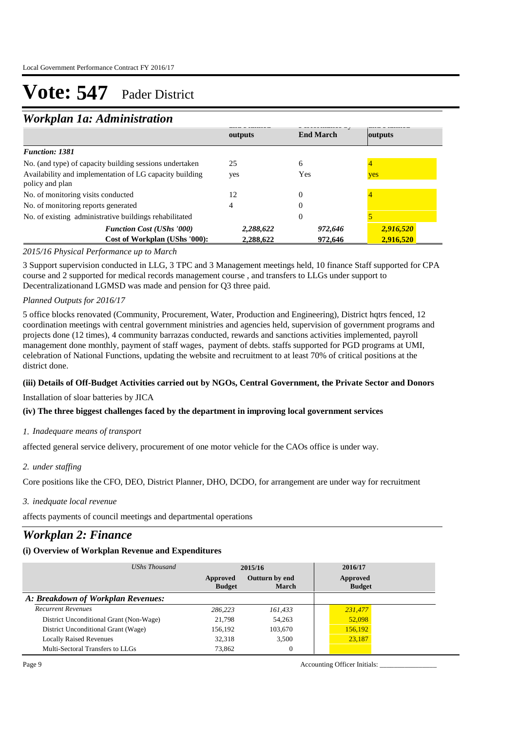# Vote: 547 Pader District

## Workplan 1a: Administration

| | outputs | End March | outputs |
|---|---|---|---|
| ***Function: 1381*** | | | |
| No. (and type) of capacity building sessions undertaken | 25 | 6 | 4 |
| Availability and implementation of LG capacity building policy and plan | yes | Yes | yes |
| No. of monitoring visits conducted | 12 | 0 | 4 |
| No. of monitoring reports generated | 4 | 0 | |
| No. of existing administrative buildings rehabilitated | | 0 | 5 |
| ***Function Cost (UShs '000)*** | *2,288,622* | *972,646* | *2,916,520* |
| **Cost of Workplan (UShs '000):** | **2,288,622** | **972,646** | **2,916,520** |

*2015/16 Physical Performance up to March*

3 Support supervision conducted in LLG, 3 TPC and 3 Management meetings held, 10 finance Staff supported for CPA course and 2 supported for medical records management course , and transfers to LLGs under support to Decentralizationand LGMSD was made and pension for Q3 three paid.

*Planned Outputs for 2016/17*

5 office blocks renovated (Community, Procurement, Water, Production and Engineering), District hqtrs fenced, 12 coordination meetings with central government ministries and agencies held, supervision of government programs and projects done (12 times), 4 community barrazas conducted, rewards and sanctions activities implemented, payroll management done monthly, payment of staff wages, payment of debts. staffs supported for PGD programs at UMI, celebration of National Functions, updating the website and recruitment to at least 70% of critical positions at the district done.

**(iii) Details of Off-Budget Activities carried out by NGOs, Central Government, the Private Sector and Donors**

Installation of sloar batteries by JICA

**(iv) The three biggest challenges faced by the department in improving local government services**

*1. Inadequare means of transport*

affected general service delivery, procurement of one motor vehicle for the CAOs office is under way.

*2. under staffing*

Core positions like the CFO, DEO, District Planner, DHO, DCDO, for arrangement are under way for recruitment

*3. inedquate local revenue*

affects payments of council meetings and departmental operations

## Workplan 2: Finance

**(i) Overview of Workplan Revenue and Expenditures**

| *UShs Thousand* | 2015/16 | | 2016/17 |
|---|---|---|---|
| | Approved Budget | Outturn by end March | Approved Budget |
| ***A: Breakdown of Workplan Revenues:*** | | | |
| *Recurrent Revenues* | *286,223* | *161,433* | *231,477* |
| District Unconditional Grant (Non-Wage) | 21,798 | 54,263 | 52,098 |
| District Unconditional Grant (Wage) | 156,192 | 103,670 | 156,192 |
| Locally Raised Revenues | 32,318 | 3,500 | 23,187 |
| Multi-Sectoral Transfers to LLGs | 73,862 | 0 | |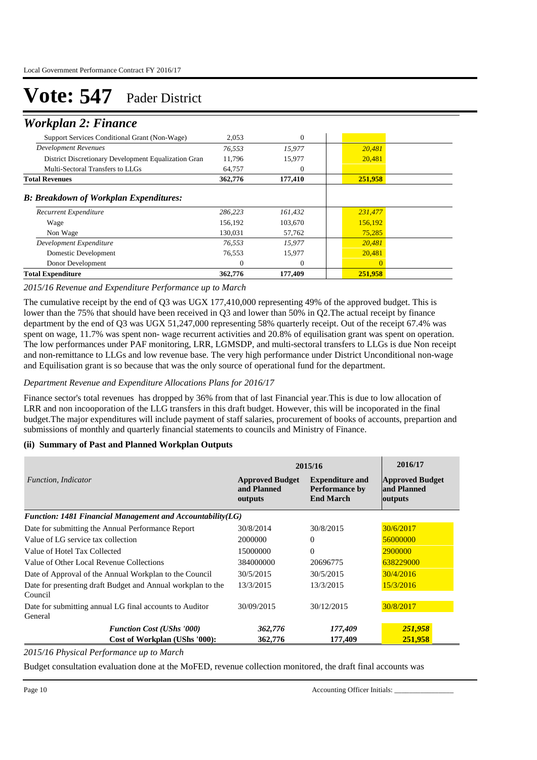# Vote: 547 Pader District

## *Workplan 2: Finance*

| | | | |
|---|---|---|---|
| Support Services Conditional Grant (Non-Wage) | 2,053 | 0 | |
| *Development Revenues* | *76,553* | *15,977* | *20,481* |
| District Discretionary Development Equalization Gran | 11,796 | 15,977 | 20,481 |
| Multi-Sectoral Transfers to LLGs | 64,757 | 0 | |
| **Total Revenues** | **362,776** | **177,410** | **251,958** |

### *B: Breakdown of Workplan Expenditures:*

| | | | |
|---|---|---|---|
| *Recurrent Expenditure* | *286,223* | *161,432* | *231,477* |
| Wage | 156,192 | 103,670 | 156,192 |
| Non Wage | 130,031 | 57,762 | 75,285 |
| *Development Expenditure* | *76,553* | *15,977* | *20,481* |
| Domestic Development | 76,553 | 15,977 | 20,481 |
| Donor Development | 0 | 0 | 0 |
| **Total Expenditure** | **362,776** | **177,409** | **251,958** |

*2015/16 Revenue and Expenditure Performance up to March*

The cumulative receipt by the end of Q3 was UGX 177,410,000 representing 49% of the approved budget. This is lower than the 75% that should have been received in Q3 and lower than 50% in Q2.The actual receipt by finance department by the end of Q3 was UGX 51,247,000 representing 58% quarterly receipt. Out of the receipt 67.4% was spent on wage, 11.7% was spent non- wage recurrent activities and 20.8% of equilisation grant was spent on operation. The low performances under PAF monitoring, LRR, LGMSDP, and multi-sectoral transfers to LLGs is due Non receipt and non-remittance to LLGs and low revenue base. The very high performance under District Unconditional non-wage and Equilisation grant is so because that was the only source of operational fund for the department.

*Department Revenue and Expenditure Allocations Plans for 2016/17*

Finance sector's total revenues has dropped by 36% from that of last Financial year.This is due to low allocation of LRR and non incooporation of the LLG transfers in this draft budget. However, this will be incoporated in the final budget.The major expenditures will include payment of staff salaries, procurement of books of accounts, prepartion and submissions of monthly and quarterly financial statements to councils and Ministry of Finance.

#### (ii) Summary of Past and Planned Workplan Outputs

| *Function, Indicator* | 2015/16 Approved Budget and Planned outputs | 2015/16 Expenditure and Performance by End March | 2016/17 Approved Budget and Planned outputs |
|---|---|---|---|
| ***Function: 1481 Financial Management and Accountability(LG)*** | | | |
| Date for submitting the Annual Performance Report | 30/8/2014 | 30/8/2015 | 30/6/2017 |
| Value of LG service tax collection | 2000000 | 0 | 56000000 |
| Value of Hotel Tax Collected | 15000000 | 0 | 2900000 |
| Value of Other Local Revenue Collections | 384000000 | 20696775 | 638229000 |
| Date of Approval of the Annual Workplan to the Council | 30/5/2015 | 30/5/2015 | 30/4/2016 |
| Date for presenting draft Budget and Annual workplan to the Council | 13/3/2015 | 13/3/2015 | 15/3/2016 |
| Date for submitting annual LG final accounts to Auditor General | 30/09/2015 | 30/12/2015 | 30/8/2017 |
| ***Function Cost (UShs '000)*** | ***362,776*** | ***177,409*** | ***251,958*** |
| **Cost of Workplan (UShs '000):** | **362,776** | **177,409** | **251,958** |

*2015/16 Physical Performance up to March*

Budget consultation evaluation done at the MoFED, revenue collection monitored, the draft final accounts was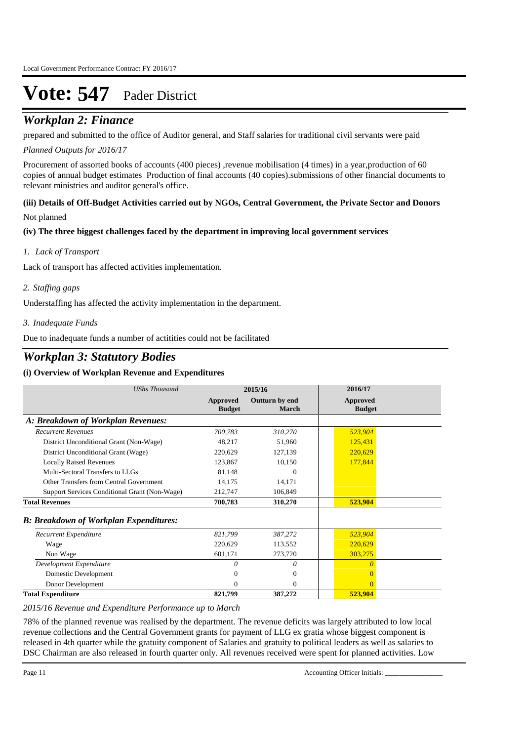# Vote: 547 Pader District

## *Workplan 2: Finance*

prepared and submitted to the office of Auditor general, and Staff salaries for traditional civil servants were paid

*Planned Outputs for 2016/17*

Procurement of assorted books of accounts (400 pieces) ,revenue mobilisation (4 times) in a year,production of 60 copies of annual budget estimates Production of final accounts (40 copies).submissions of other financial documents to relevant ministries and auditor general's office.

**(iii) Details of Off-Budget Activities carried out by NGOs, Central Government, the Private Sector and Donors**

Not planned

**(iv) The three biggest challenges faced by the department in improving local government services**

*1. Lack of Transport*

Lack of transport has affected activities implementation.

*2. Staffing gaps*

Understaffing has affected the activity implementation in the department.

*3. Inadequate Funds*

Due to inadequate funds a number of actitities could not be facilitated

## *Workplan 3: Statutory Bodies*

**(i) Overview of Workplan Revenue and Expenditures**

| *UShs Thousand* | 2015/16 | | 2016/17 |
|---|---|---|---|
| | **Approved Budget** | **Outturn by end March** | **Approved Budget** |
| ***A: Breakdown of Workplan Revenues:*** | | | |
| *Recurrent Revenues* | *700,783* | *310,270* | *523,904* |
| District Unconditional Grant (Non-Wage) | 48,217 | 51,960 | 125,431 |
| District Unconditional Grant (Wage) | 220,629 | 127,139 | 220,629 |
| Locally Raised Revenues | 123,867 | 10,150 | 177,844 |
| Multi-Sectoral Transfers to LLGs | 81,148 | 0 | |
| Other Transfers from Central Government | 14,175 | 14,171 | |
| Support Services Conditional Grant (Non-Wage) | 212,747 | 106,849 | |
| **Total Revenues** | **700,783** | **310,270** | **523,904** |
| ***B: Breakdown of Workplan Expenditures:*** | | | |
| *Recurrent Expenditure* | *821,799* | *387,272* | *523,904* |
| Wage | 220,629 | 113,552 | 220,629 |
| Non Wage | 601,171 | 273,720 | 303,275 |
| *Development Expenditure* | *0* | *0* | *0* |
| Domestic Development | 0 | 0 | 0 |
| Donor Development | 0 | 0 | 0 |
| **Total Expenditure** | **821,799** | **387,272** | **523,904** |

*2015/16 Revenue and Expenditure Performance up to March*

78% of the planned revenue was realised by the department. The revenue deficits was largely attributed to low local revenue collections and the Central Government grants for payment of LLG ex gratia whose biggest component is released in 4th quarter while the gratuity component of Salaries and gratuity to political leaders as well as salaries to DSC Chairman are also released in fourth quarter only. All revenues received were spent for planned activities. Low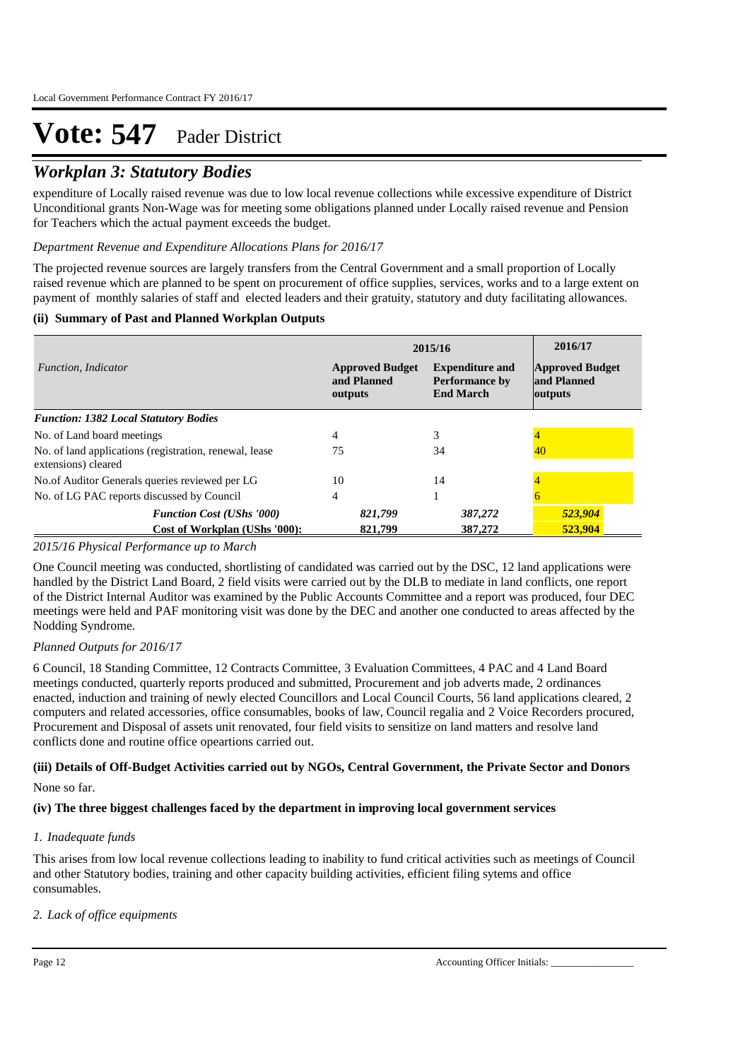# Vote: 547 Pader District

## *Workplan 3: Statutory Bodies*

expenditure of Locally raised revenue was due to low local revenue collections while excessive expenditure of District Unconditional grants Non-Wage was for meeting some obligations planned under Locally raised revenue and Pension for Teachers which the actual payment exceeds the budget.

*Department Revenue and Expenditure Allocations Plans for 2016/17*

The projected revenue sources are largely transfers from the Central Government and a small proportion of Locally raised revenue which are planned to be spent on procurement of office supplies, services, works and to a large extent on payment of monthly salaries of staff and elected leaders and their gratuity, statutory and duty facilitating allowances.

#### (ii) Summary of Past and Planned Workplan Outputs

| | 2015/16 | | 2016/17 |
|---|---|---|---|
| *Function, Indicator* | **Approved Budget and Planned outputs** | **Expenditure and Performance by End March** | **Approved Budget and Planned outputs** |
| ***Function: 1382 Local Statutory Bodies*** | | | |
| No. of Land board meetings | 4 | 3 | 4 |
| No. of land applications (registration, renewal, lease extensions) cleared | 75 | 34 | 40 |
| No.of Auditor Generals queries reviewed per LG | 10 | 14 | 4 |
| No. of LG PAC reports discussed by Council | 4 | 1 | 6 |
| ***Function Cost (UShs '000)*** | ***821,799*** | ***387,272*** | ***523,904*** |
| **Cost of Workplan (UShs '000):** | **821,799** | **387,272** | **523,904** |

*2015/16 Physical Performance up to March*

One Council meeting was conducted, shortlisting of candidated was carried out by the DSC, 12 land applications were handled by the District Land Board, 2 field visits were carried out by the DLB to mediate in land conflicts, one report of the District Internal Auditor was examined by the Public Accounts Committee and a report was produced, four DEC meetings were held and PAF monitoring visit was done by the DEC and another one conducted to areas affected by the Nodding Syndrome.

*Planned Outputs for 2016/17*

6 Council, 18 Standing Committee, 12 Contracts Committee, 3 Evaluation Committees, 4 PAC and 4 Land Board meetings conducted, quarterly reports produced and submitted, Procurement and job adverts made, 2 ordinances enacted, induction and training of newly elected Councillors and Local Council Courts, 56 land applications cleared, 2 computers and related accessories, office consumables, books of law, Council regalia and 2 Voice Recorders procured, Procurement and Disposal of assets unit renovated, four field visits to sensitize on land matters and resolve land conflicts done and routine office opeartions carried out.

#### (iii) Details of Off-Budget Activities carried out by NGOs, Central Government, the Private Sector and Donors

None so far.

#### (iv) The three biggest challenges faced by the department in improving local government services

*1. Inadequate funds*

This arises from low local revenue collections leading to inability to fund critical activities such as meetings of Council and other Statutory bodies, training and other capacity building activities, efficient filing sytems and office consumables.

*2. Lack of office equipments*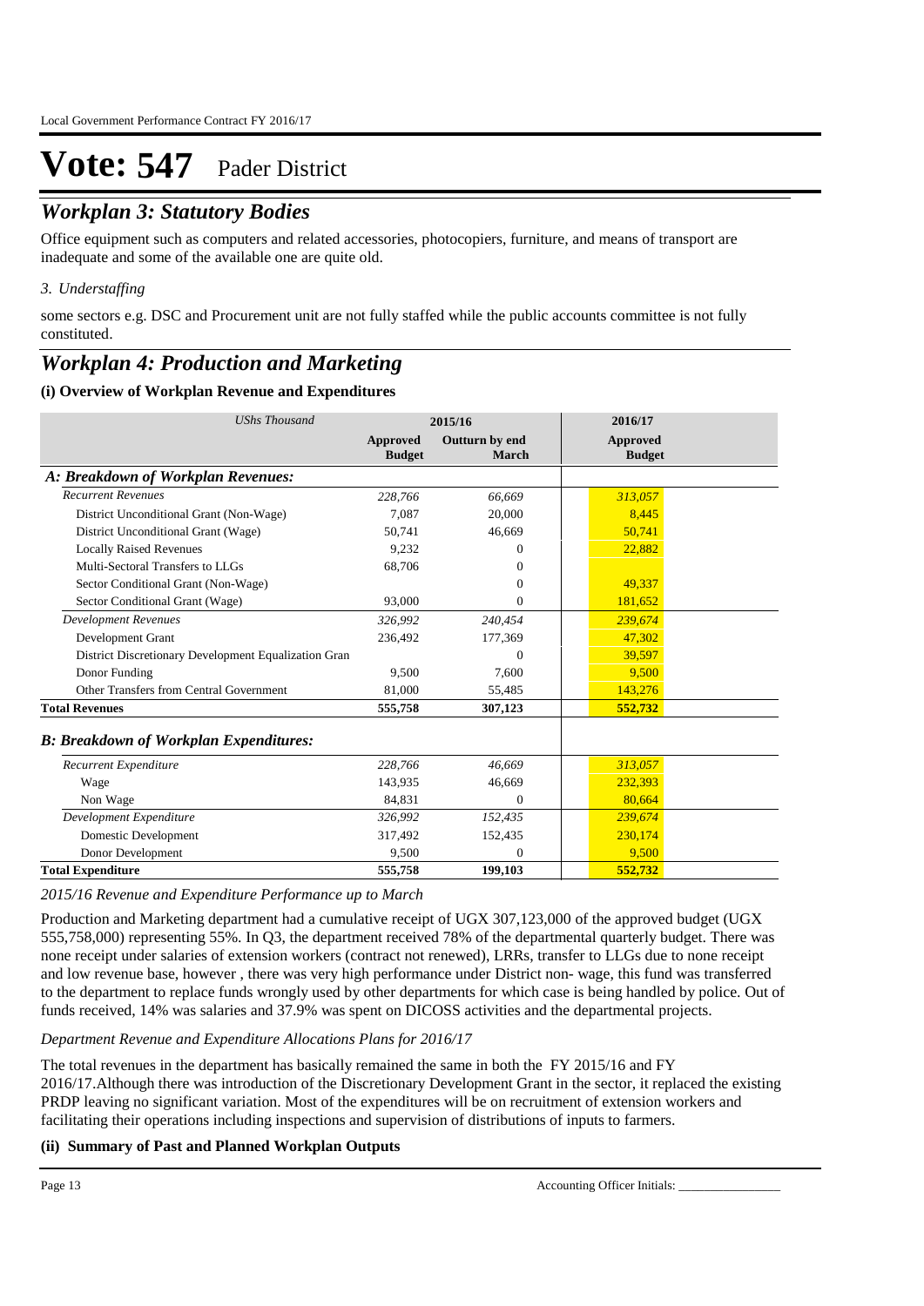# Vote: 547 Pader District

## *Workplan 3: Statutory Bodies*

Office equipment such as computers and related accessories, photocopiers, furniture, and means of transport are inadequate and some of the available one are quite old.

*3. Understaffing*

some sectors e.g. DSC and Procurement unit are not fully staffed while the public accounts committee is not fully constituted.

## *Workplan 4: Production and Marketing*

### (i) Overview of Workplan Revenue and Expenditures

| *UShs Thousand* | 2015/16 | | 2016/17 |
|---|---|---|---|
| | **Approved Budget** | **Outturn by end March** | **Approved Budget** |
| ***A: Breakdown of Workplan Revenues:*** | | | |
| *Recurrent Revenues* | *228,766* | *66,669* | *313,057* |
| District Unconditional Grant (Non-Wage) | 7,087 | 20,000 | 8,445 |
| District Unconditional Grant (Wage) | 50,741 | 46,669 | 50,741 |
| Locally Raised Revenues | 9,232 | 0 | 22,882 |
| Multi-Sectoral Transfers to LLGs | 68,706 | 0 | |
| Sector Conditional Grant (Non-Wage) | | 0 | 49,337 |
| Sector Conditional Grant (Wage) | 93,000 | 0 | 181,652 |
| *Development Revenues* | *326,992* | *240,454* | *239,674* |
| Development Grant | 236,492 | 177,369 | 47,302 |
| District Discretionary Development Equalization Gran | | 0 | 39,597 |
| Donor Funding | 9,500 | 7,600 | 9,500 |
| Other Transfers from Central Government | 81,000 | 55,485 | 143,276 |
| **Total Revenues** | **555,758** | **307,123** | **552,732** |
| ***B: Breakdown of Workplan Expenditures:*** | | | |
| *Recurrent Expenditure* | *228,766* | *46,669* | *313,057* |
| Wage | 143,935 | 46,669 | 232,393 |
| Non Wage | 84,831 | 0 | 80,664 |
| *Development Expenditure* | *326,992* | *152,435* | *239,674* |
| Domestic Development | 317,492 | 152,435 | 230,174 |
| Donor Development | 9,500 | 0 | 9,500 |
| **Total Expenditure** | **555,758** | **199,103** | **552,732** |

*2015/16 Revenue and Expenditure Performance up to March*

Production and Marketing department had a cumulative receipt of UGX 307,123,000 of the approved budget (UGX 555,758,000) representing 55%. In Q3, the department received 78% of the departmental quarterly budget. There was none receipt under salaries of extension workers (contract not renewed), LRRs, transfer to LLGs due to none receipt and low revenue base, however , there was very high performance under District non- wage, this fund was transferred to the department to replace funds wrongly used by other departments for which case is being handled by police. Out of funds received, 14% was salaries and 37.9% was spent on DICOSS activities and the departmental projects.

*Department Revenue and Expenditure Allocations Plans for 2016/17*

The total revenues in the department has basically remained the same in both the FY 2015/16 and FY 2016/17.Although there was introduction of the Discretionary Development Grant in the sector, it replaced the existing PRDP leaving no significant variation. Most of the expenditures will be on recruitment of extension workers and facilitating their operations including inspections and supervision of distributions of inputs to farmers.

### (ii) Summary of Past and Planned Workplan Outputs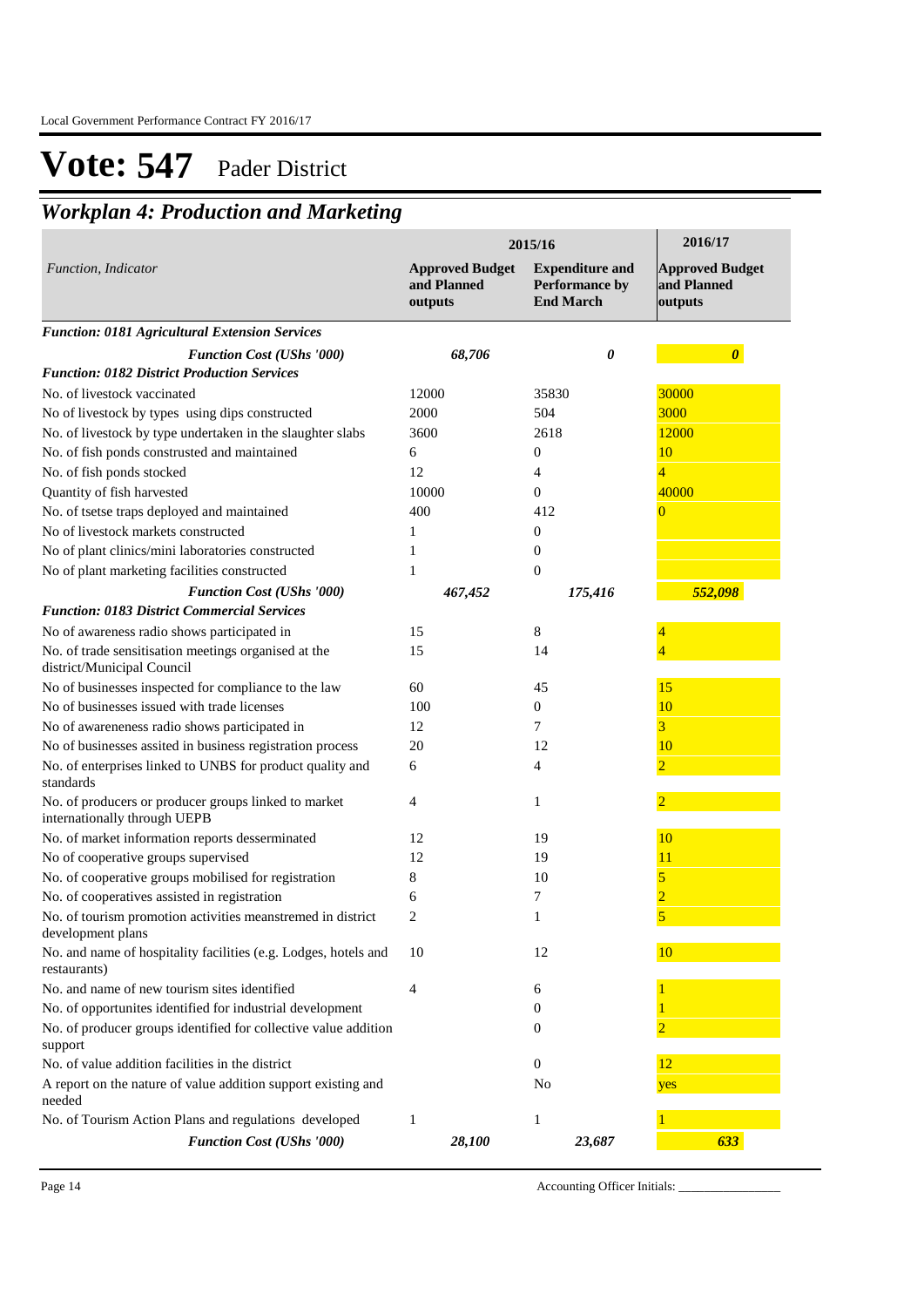# Vote: 547 Pader District

## *Workplan 4: Production and Marketing*

| *Function, Indicator* | 2015/16 | | 2016/17 |
|---|---|---|---|
| | **Approved Budget and Planned outputs** | **Expenditure and Performance by End March** | **Approved Budget and Planned outputs** |
| ***Function: 0181 Agricultural Extension Services*** | | | |
| ***Function Cost (UShs '000)*** | ***68,706*** | ***0*** | ***0*** |
| ***Function: 0182 District Production Services*** | | | |
| No. of livestock vaccinated | 12000 | 35830 | 30000 |
| No of livestock by types using dips constructed | 2000 | 504 | 3000 |
| No. of livestock by type undertaken in the slaughter slabs | 3600 | 2618 | 12000 |
| No. of fish ponds construsted and maintained | 6 | 0 | 10 |
| No. of fish ponds stocked | 12 | 4 | 4 |
| Quantity of fish harvested | 10000 | 0 | 40000 |
| No. of tsetse traps deployed and maintained | 400 | 412 | 0 |
| No of livestock markets constructed | 1 | 0 | |
| No of plant clinics/mini laboratories constructed | 1 | 0 | |
| No of plant marketing facilities constructed | 1 | 0 | |
| ***Function Cost (UShs '000)*** | ***467,452*** | ***175,416*** | ***552,098*** |
| ***Function: 0183 District Commercial Services*** | | | |
| No of awareness radio shows participated in | 15 | 8 | 4 |
| No. of trade sensitisation meetings organised at the district/Municipal Council | 15 | 14 | 4 |
| No of businesses inspected for compliance to the law | 60 | 45 | 15 |
| No of businesses issued with trade licenses | 100 | 0 | 10 |
| No of awareneness radio shows participated in | 12 | 7 | 3 |
| No of businesses assited in business registration process | 20 | 12 | 10 |
| No. of enterprises linked to UNBS for product quality and standards | 6 | 4 | 2 |
| No. of producers or producer groups linked to market internationally through UEPB | 4 | 1 | 2 |
| No. of market information reports desserminated | 12 | 19 | 10 |
| No of cooperative groups supervised | 12 | 19 | 11 |
| No. of cooperative groups mobilised for registration | 8 | 10 | 5 |
| No. of cooperatives assisted in registration | 6 | 7 | 2 |
| No. of tourism promotion activities meanstremed in district development plans | 2 | 1 | 5 |
| No. and name of hospitality facilities (e.g. Lodges, hotels and restaurants) | 10 | 12 | 10 |
| No. and name of new tourism sites identified | 4 | 6 | 1 |
| No. of opportunites identified for industrial development | | 0 | 1 |
| No. of producer groups identified for collective value addition support | | 0 | 2 |
| No. of value addition facilities in the district | | 0 | 12 |
| A report on the nature of value addition support existing and needed | | No | yes |
| No. of Tourism Action Plans and regulations developed | 1 | 1 | 1 |
| ***Function Cost (UShs '000)*** | ***28,100*** | ***23,687*** | ***633*** |

Accounting Officer Initials: ________________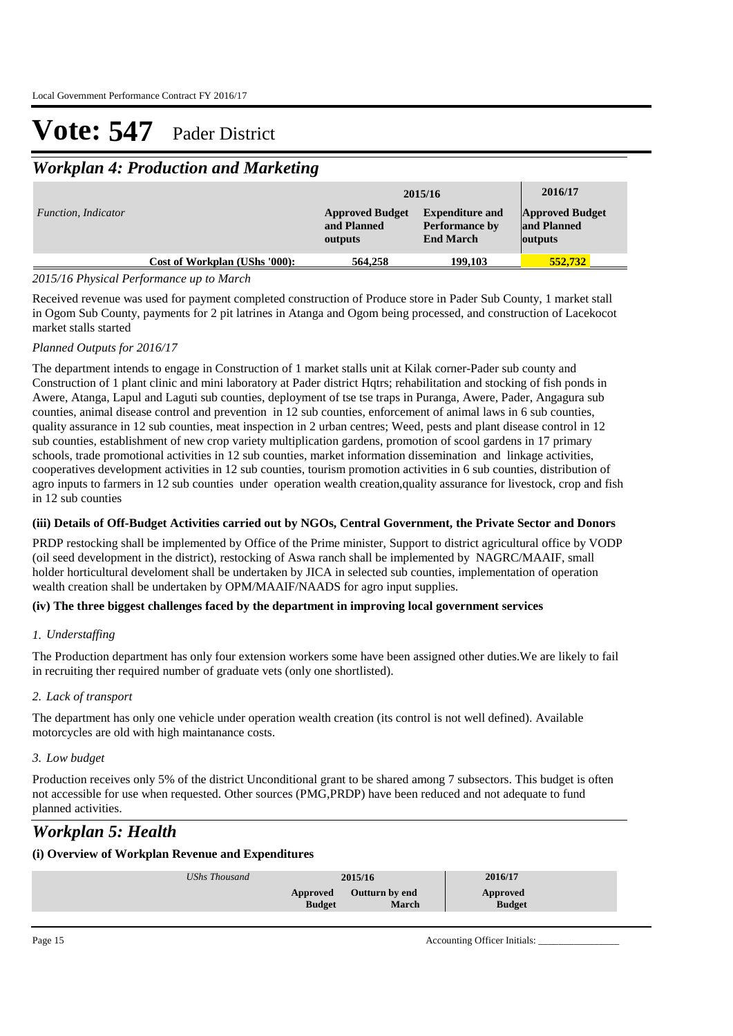# Vote: 547 Pader District

## *Workplan 4: Production and Marketing*

| *Function, Indicator* | 2015/16 Approved Budget and Planned outputs | 2015/16 Expenditure and Performance by End March | 2016/17 Approved Budget and Planned outputs |
|---|---|---|---|
| **Cost of Workplan (UShs '000):** | **564,258** | **199,103** | **552,732** |

*2015/16 Physical Performance up to March*

Received revenue was used for payment completed construction of Produce store in Pader Sub County, 1 market stall in Ogom Sub County, payments for 2 pit latrines in Atanga and Ogom being processed, and construction of Lacekocot market stalls started

*Planned Outputs for 2016/17*

The department intends to engage in Construction of 1 market stalls unit at Kilak corner-Pader sub county and Construction of 1 plant clinic and mini laboratory at Pader district Hqtrs; rehabilitation and stocking of fish ponds in Awere, Atanga, Lapul and Laguti sub counties, deployment of tse tse traps in Puranga, Awere, Pader, Angagura sub counties, animal disease control and prevention in 12 sub counties, enforcement of animal laws in 6 sub counties, quality assurance in 12 sub counties, meat inspection in 2 urban centres; Weed, pests and plant disease control in 12 sub counties, establishment of new crop variety multiplication gardens, promotion of scool gardens in 17 primary schools, trade promotional activities in 12 sub counties, market information dissemination and linkage activities, cooperatives development activities in 12 sub counties, tourism promotion activities in 6 sub counties, distribution of agro inputs to farmers in 12 sub counties under operation wealth creation,quality assurance for livestock, crop and fish in 12 sub counties

**(iii) Details of Off-Budget Activities carried out by NGOs, Central Government, the Private Sector and Donors**

PRDP restocking shall be implemented by Office of the Prime minister, Support to district agricultural office by VODP (oil seed development in the district), restocking of Aswa ranch shall be implemented by NAGRC/MAAIF, small holder horticultural develoment shall be undertaken by JICA in selected sub counties, implementation of operation wealth creation shall be undertaken by OPM/MAAIF/NAADS for agro input supplies.

**(iv) The three biggest challenges faced by the department in improving local government services**

*1. Understaffing*

The Production department has only four extension workers some have been assigned other duties.We are likely to fail in recruiting ther required number of graduate vets (only one shortlisted).

*2. Lack of transport*

The department has only one vehicle under operation wealth creation (its control is not well defined). Available motorcycles are old with high maintanance costs.

*3. Low budget*

Production receives only 5% of the district Unconditional grant to be shared among 7 subsectors. This budget is often not accessible for use when requested. Other sources (PMG,PRDP) have been reduced and not adequate to fund planned activities.

## *Workplan 5: Health*

**(i) Overview of Workplan Revenue and Expenditures**

| *UShs Thousand* | 2015/16 Approved Budget | 2015/16 Outturn by end March | 2016/17 Approved Budget |
|---|---|---|---|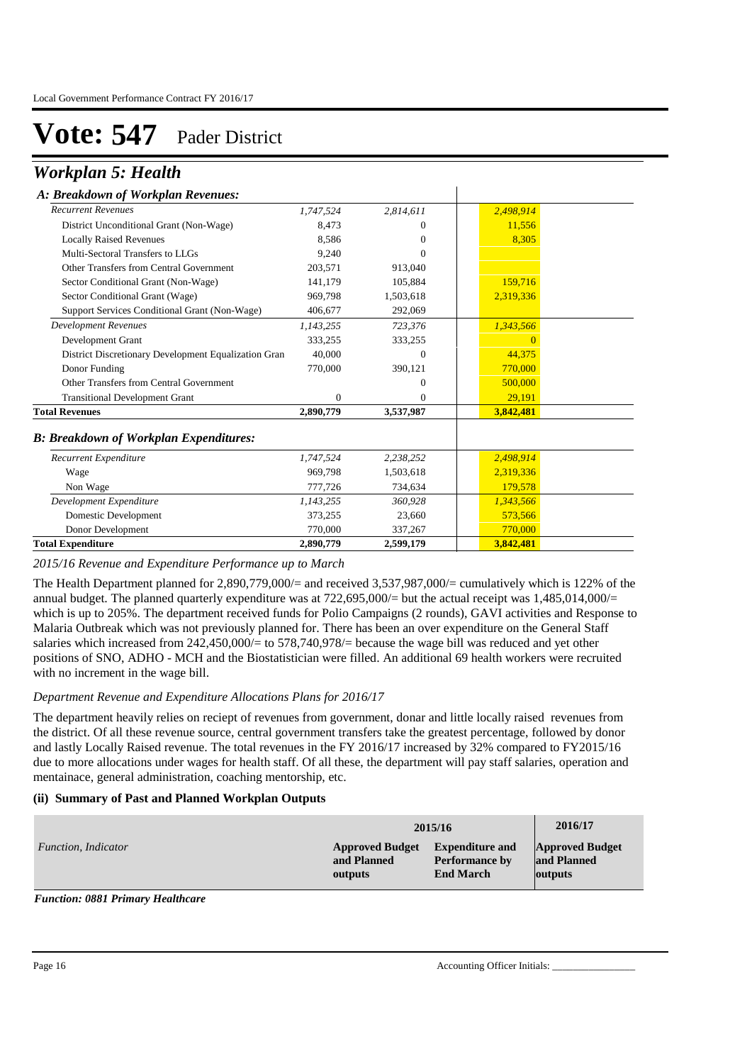Local Government Performance Contract FY 2016/17

# Vote: 547 Pader District

## Workplan 5: Health

| *A: Breakdown of Workplan Revenues:* | | | |
|---|---|---|---|
| *Recurrent Revenues* | *1,747,524* | *2,814,611* | *2,498,914* |
| District Unconditional Grant (Non-Wage) | 8,473 | 0 | 11,556 |
| Locally Raised Revenues | 8,586 | 0 | 8,305 |
| Multi-Sectoral Transfers to LLGs | 9,240 | 0 | |
| Other Transfers from Central Government | 203,571 | 913,040 | |
| Sector Conditional Grant (Non-Wage) | 141,179 | 105,884 | 159,716 |
| Sector Conditional Grant (Wage) | 969,798 | 1,503,618 | 2,319,336 |
| Support Services Conditional Grant (Non-Wage) | 406,677 | 292,069 | |
| *Development Revenues* | *1,143,255* | *723,376* | *1,343,566* |
| Development Grant | 333,255 | 333,255 | 0 |
| District Discretionary Development Equalization Gran | 40,000 | 0 | 44,375 |
| Donor Funding | 770,000 | 390,121 | 770,000 |
| Other Transfers from Central Government | | 0 | 500,000 |
| Transitional Development Grant | 0 | 0 | 29,191 |
| **Total Revenues** | **2,890,779** | **3,537,987** | **3,842,481** |
| ***B: Breakdown of Workplan Expenditures:*** | | | |
| *Recurrent Expenditure* | *1,747,524* | *2,238,252* | *2,498,914* |
| Wage | 969,798 | 1,503,618 | 2,319,336 |
| Non Wage | 777,726 | 734,634 | 179,578 |
| *Development Expenditure* | *1,143,255* | *360,928* | *1,343,566* |
| Domestic Development | 373,255 | 23,660 | 573,566 |
| Donor Development | 770,000 | 337,267 | 770,000 |
| **Total Expenditure** | **2,890,779** | **2,599,179** | **3,842,481** |

*2015/16 Revenue and Expenditure Performance up to March*

The Health Department planned for 2,890,779,000/= and received 3,537,987,000/= cumulatively which is 122% of the annual budget. The planned quarterly expenditure was at 722,695,000/= but the actual receipt was 1,485,014,000/= which is up to 205%. The department received funds for Polio Campaigns (2 rounds), GAVI activities and Response to Malaria Outbreak which was not previously planned for. There has been an over expenditure on the General Staff salaries which increased from 242,450,000/= to 578,740,978/= because the wage bill was reduced and yet other positions of SNO, ADHO - MCH and the Biostatistician were filled. An additional 69 health workers were recruited with no increment in the wage bill.

*Department Revenue and Expenditure Allocations Plans for 2016/17*

The department heavily relies on reciept of revenues from government, donar and little locally raised revenues from the district. Of all these revenue source, central government transfers take the greatest percentage, followed by donor and lastly Locally Raised revenue. The total revenues in the FY 2016/17 increased by 32% compared to FY2015/16 due to more allocations under wages for health staff. Of all these, the department will pay staff salaries, operation and mentainace, general administration, coaching mentorship, etc.

### (ii) Summary of Past and Planned Workplan Outputs

| | 2015/16 | | 2016/17 |
|---|---|---|---|
| *Function, Indicator* | **Approved Budget and Planned outputs** | **Expenditure and Performance by End March** | **Approved Budget and Planned outputs** |

***Function: 0881 Primary Healthcare***

Accounting Officer Initials: ________________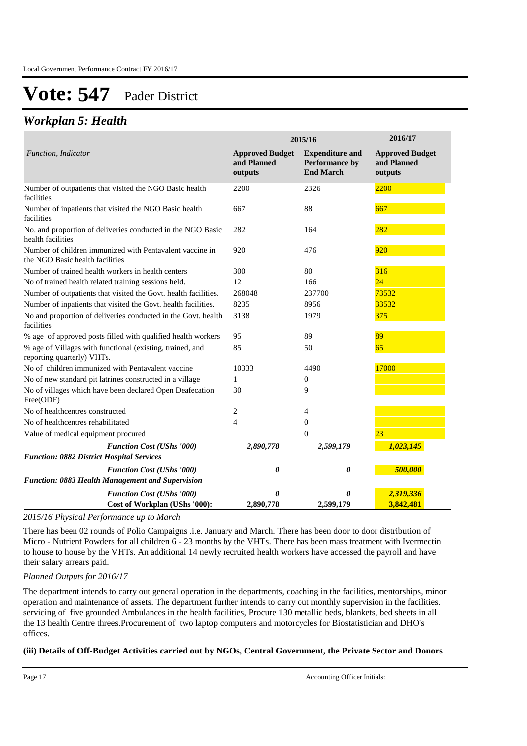# Vote: 547 Pader District

## *Workplan 5: Health*

| *Function, Indicator* | 2015/16 | | 2016/17 |
|---|---|---|---|
| | **Approved Budget and Planned outputs** | **Expenditure and Performance by End March** | **Approved Budget and Planned outputs** |
| Number of outpatients that visited the NGO Basic health facilities | 2200 | 2326 | 2200 |
| Number of inpatients that visited the NGO Basic health facilities | 667 | 88 | 667 |
| No. and proportion of deliveries conducted in the NGO Basic health facilities | 282 | 164 | 282 |
| Number of children immunized with Pentavalent vaccine in the NGO Basic health facilities | 920 | 476 | 920 |
| Number of trained health workers in health centers | 300 | 80 | 316 |
| No of trained health related training sessions held. | 12 | 166 | 24 |
| Number of outpatients that visited the Govt. health facilities. | 268048 | 237700 | 73532 |
| Number of inpatients that visited the Govt. health facilities. | 8235 | 8956 | 33532 |
| No and proportion of deliveries conducted in the Govt. health facilities | 3138 | 1979 | 375 |
| % age of approved posts filled with qualified health workers | 95 | 89 | 89 |
| % age of Villages with functional (existing, trained, and reporting quarterly) VHTs. | 85 | 50 | 65 |
| No of children immunized with Pentavalent vaccine | 10333 | 4490 | 17000 |
| No of new standard pit latrines constructed in a village | 1 | 0 | |
| No of villages which have been declared Open Deafecation Free(ODF) | 30 | 9 | |
| No of healthcentres constructed | 2 | 4 | |
| No of healthcentres rehabilitated | 4 | 0 | |
| Value of medical equipment procured | | 0 | 23 |
| ***Function Cost (UShs '000)*** | ***2,890,778*** | ***2,599,179*** | ***1,023,145*** |
| ***Function: 0882 District Hospital Services*** | | | |
| ***Function Cost (UShs '000)*** | ***0*** | ***0*** | ***500,000*** |
| ***Function: 0883 Health Management and Supervision*** | | | |
| ***Function Cost (UShs '000)*** | ***0*** | ***0*** | ***2,319,336*** |
| **Cost of Workplan (UShs '000):** | **2,890,778** | **2,599,179** | **3,842,481** |

*2015/16 Physical Performance up to March*

There has been 02 rounds of Polio Campaigns .i.e. January and March. There has been door to door distribution of Micro - Nutrient Powders for all children 6 - 23 months by the VHTs. There has been mass treatment with Ivermectin to house to house by the VHTs. An additional 14 newly recruited health workers have accessed the payroll and have their salary arrears paid.

*Planned Outputs for 2016/17*

The department intends to carry out general operation in the departments, coaching in the facilities, mentorships, minor operation and maintenance of assets. The department further intends to carry out monthly supervision in the facilities. servicing of five grounded Ambulances in the health facilities, Procure 130 metallic beds, blankets, bed sheets in all the 13 health Centre threes.Procurement of two laptop computers and motorcycles for Biostatistician and DHO's offices.

**(iii) Details of Off-Budget Activities carried out by NGOs, Central Government, the Private Sector and Donors**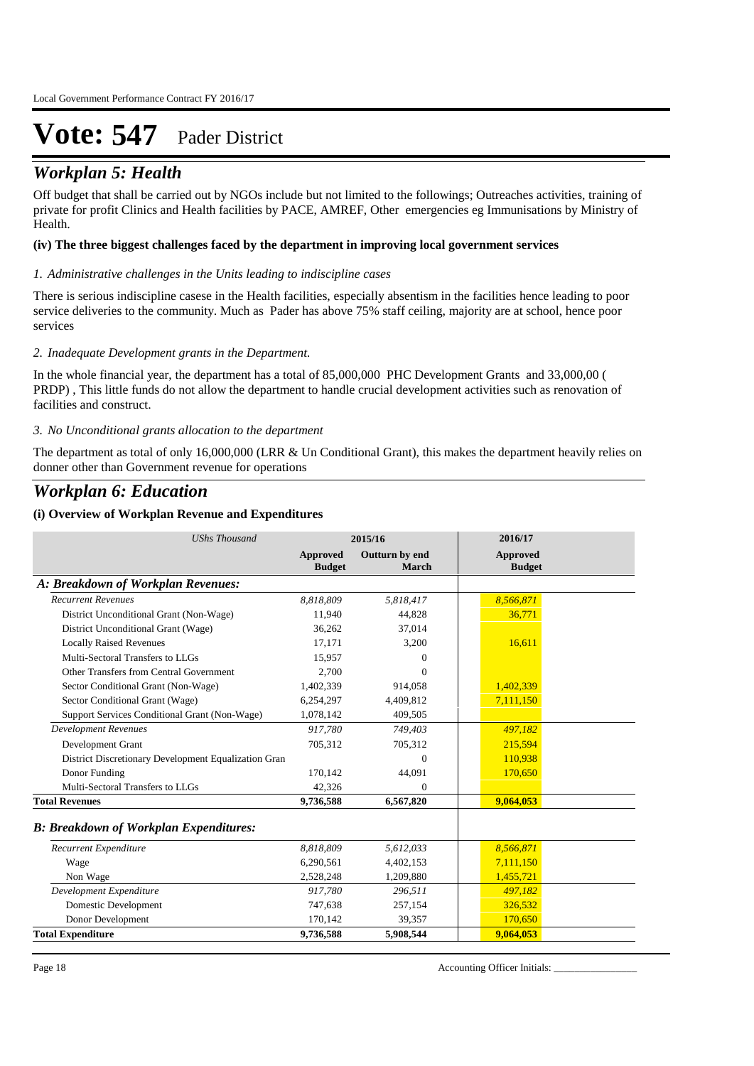# Vote: 547 Pader District

## *Workplan 5: Health*

Off budget that shall be carried out by NGOs include but not limited to the followings; Outreaches activities, training of private for profit Clinics and Health facilities by PACE, AMREF, Other emergencies eg Immunisations by Ministry of Health.

**(iv) The three biggest challenges faced by the department in improving local government services**

*1. Administrative challenges in the Units leading to indiscipline cases*

There is serious indiscipline casese in the Health facilities, especially absentism in the facilities hence leading to poor service deliveries to the community. Much as Pader has above 75% staff ceiling, majority are at school, hence poor services

*2. Inadequate Development grants in the Department.*

In the whole financial year, the department has a total of 85,000,000 PHC Development Grants and 33,000,00 ( PRDP) , This little funds do not allow the department to handle crucial development activities such as renovation of facilities and construct.

*3. No Unconditional grants allocation to the department*

The department as total of only 16,000,000 (LRR & Un Conditional Grant), this makes the department heavily relies on donner other than Government revenue for operations

## *Workplan 6: Education*

**(i) Overview of Workplan Revenue and Expenditures**

| *UShs Thousand* | 2015/16 | | 2016/17 |
|---|---|---|---|
| | **Approved Budget** | **Outturn by end March** | **Approved Budget** |
| ***A: Breakdown of Workplan Revenues:*** | | | |
| *Recurrent Revenues* | *8,818,809* | *5,818,417* | *8,566,871* |
| District Unconditional Grant (Non-Wage) | 11,940 | 44,828 | 36,771 |
| District Unconditional Grant (Wage) | 36,262 | 37,014 | |
| Locally Raised Revenues | 17,171 | 3,200 | 16,611 |
| Multi-Sectoral Transfers to LLGs | 15,957 | 0 | |
| Other Transfers from Central Government | 2,700 | 0 | |
| Sector Conditional Grant (Non-Wage) | 1,402,339 | 914,058 | 1,402,339 |
| Sector Conditional Grant (Wage) | 6,254,297 | 4,409,812 | 7,111,150 |
| Support Services Conditional Grant (Non-Wage) | 1,078,142 | 409,505 | |
| *Development Revenues* | *917,780* | *749,403* | *497,182* |
| Development Grant | 705,312 | 705,312 | 215,594 |
| District Discretionary Development Equalization Gran | | 0 | 110,938 |
| Donor Funding | 170,142 | 44,091 | 170,650 |
| Multi-Sectoral Transfers to LLGs | 42,326 | 0 | |
| **Total Revenues** | **9,736,588** | **6,567,820** | **9,064,053** |
| ***B: Breakdown of Workplan Expenditures:*** | | | |
| *Recurrent Expenditure* | *8,818,809* | *5,612,033* | *8,566,871* |
| Wage | 6,290,561 | 4,402,153 | 7,111,150 |
| Non Wage | 2,528,248 | 1,209,880 | 1,455,721 |
| *Development Expenditure* | *917,780* | *296,511* | *497,182* |
| Domestic Development | 747,638 | 257,154 | 326,532 |
| Donor Development | 170,142 | 39,357 | 170,650 |
| **Total Expenditure** | **9,736,588** | **5,908,544** | **9,064,053** |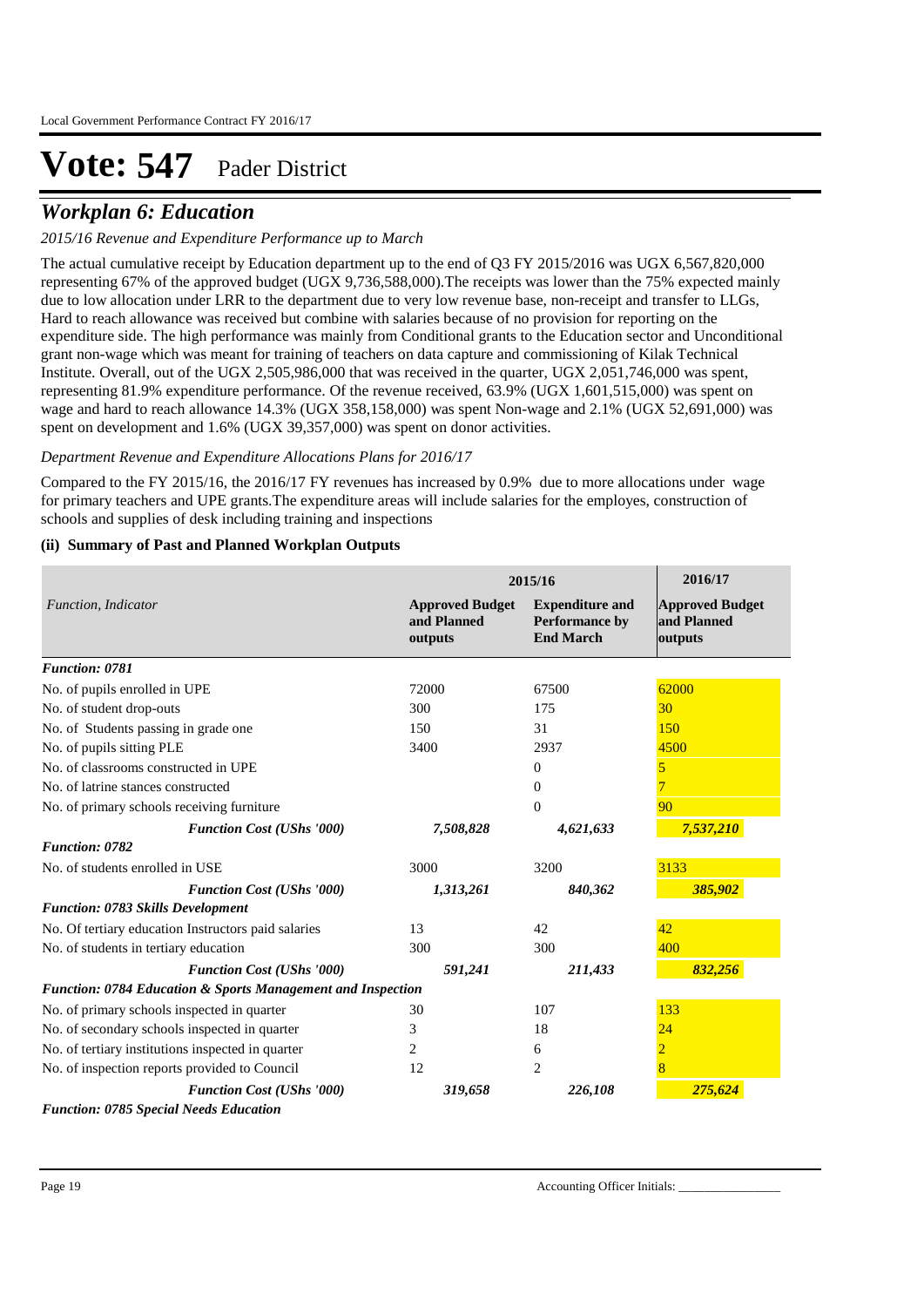# Vote: 547 Pader District

## *Workplan 6: Education*

*2015/16 Revenue and Expenditure Performance up to March*

The actual cumulative receipt by Education department up to the end of Q3 FY 2015/2016 was UGX 6,567,820,000 representing 67% of the approved budget (UGX 9,736,588,000).The receipts was lower than the 75% expected mainly due to low allocation under LRR to the department due to very low revenue base, non-receipt and transfer to LLGs, Hard to reach allowance was received but combine with salaries because of no provision for reporting on the expenditure side. The high performance was mainly from Conditional grants to the Education sector and Unconditional grant non-wage which was meant for training of teachers on data capture and commissioning of Kilak Technical Institute. Overall, out of the UGX 2,505,986,000 that was received in the quarter, UGX 2,051,746,000 was spent, representing 81.9% expenditure performance. Of the revenue received, 63.9% (UGX 1,601,515,000) was spent on wage and hard to reach allowance 14.3% (UGX 358,158,000) was spent Non-wage and 2.1% (UGX 52,691,000) was spent on development and 1.6% (UGX 39,357,000) was spent on donor activities.

*Department Revenue and Expenditure Allocations Plans for 2016/17*

Compared to the FY 2015/16, the 2016/17 FY revenues has increased by 0.9% due to more allocations under wage for primary teachers and UPE grants.The expenditure areas will include salaries for the employes, construction of schools and supplies of desk including training and inspections

**(ii) Summary of Past and Planned Workplan Outputs**

| | 2015/16 | | 2016/17 |
|---|---|---|---|
| *Function, Indicator* | **Approved Budget and Planned outputs** | **Expenditure and Performance by End March** | **Approved Budget and Planned outputs** |
| ***Function: 0781*** | | | |
| No. of pupils enrolled in UPE | 72000 | 67500 | 62000 |
| No. of student drop-outs | 300 | 175 | 30 |
| No. of Students passing in grade one | 150 | 31 | 150 |
| No. of pupils sitting PLE | 3400 | 2937 | 4500 |
| No. of classrooms constructed in UPE | | 0 | 5 |
| No. of latrine stances constructed | | 0 | 7 |
| No. of primary schools receiving furniture | | 0 | 90 |
| ***Function Cost (UShs '000)*** | ***7,508,828*** | ***4,621,633*** | ***7,537,210*** |
| ***Function: 0782*** | | | |
| No. of students enrolled in USE | 3000 | 3200 | 3133 |
| ***Function Cost (UShs '000)*** | ***1,313,261*** | ***840,362*** | ***385,902*** |
| ***Function: 0783 Skills Development*** | | | |
| No. Of tertiary education Instructors paid salaries | 13 | 42 | 42 |
| No. of students in tertiary education | 300 | 300 | 400 |
| ***Function Cost (UShs '000)*** | ***591,241*** | ***211,433*** | ***832,256*** |
| ***Function: 0784 Education & Sports Management and Inspection*** | | | |
| No. of primary schools inspected in quarter | 30 | 107 | 133 |
| No. of secondary schools inspected in quarter | 3 | 18 | 24 |
| No. of tertiary institutions inspected in quarter | 2 | 6 | 2 |
| No. of inspection reports provided to Council | 12 | 2 | 8 |
| ***Function Cost (UShs '000)*** | ***319,658*** | ***226,108*** | ***275,624*** |
| ***Function: 0785 Special Needs Education*** | | | |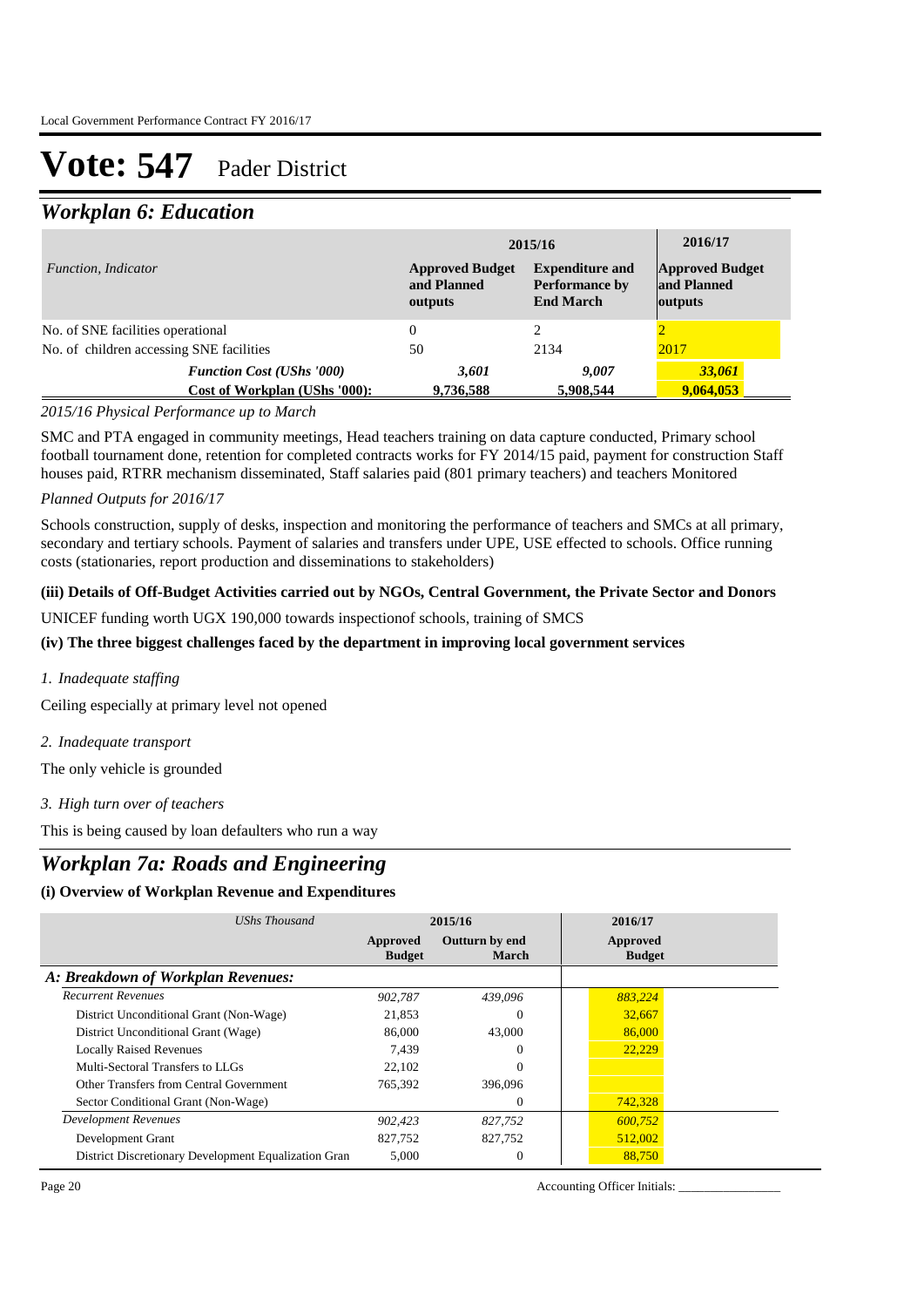# Vote: 547 Pader District

## *Workplan 6: Education*

| *Function, Indicator* | 2015/16 | | 2016/17 |
|---|---|---|---|
| | **Approved Budget and Planned outputs** | **Expenditure and Performance by End March** | **Approved Budget and Planned outputs** |
| No. of SNE facilities operational | 0 | 2 | 2 |
| No. of children accessing SNE facilities | 50 | 2134 | 2017 |
| ***Function Cost (UShs '000)*** | ***3,601*** | ***9,007*** | ***33,061*** |
| **Cost of Workplan (UShs '000):** | **9,736,588** | **5,908,544** | **9,064,053** |

*2015/16 Physical Performance up to March*

SMC and PTA engaged in community meetings, Head teachers training on data capture conducted, Primary school football tournament done, retention for completed contracts works for FY 2014/15 paid, payment for construction Staff houses paid, RTRR mechanism disseminated, Staff salaries paid (801 primary teachers) and teachers Monitored

*Planned Outputs for 2016/17*

Schools construction, supply of desks, inspection and monitoring the performance of teachers and SMCs at all primary, secondary and tertiary schools. Payment of salaries and transfers under UPE, USE effected to schools. Office running costs (stationaries, report production and disseminations to stakeholders)

**(iii) Details of Off-Budget Activities carried out by NGOs, Central Government, the Private Sector and Donors**

UNICEF funding worth UGX 190,000 towards inspectionof schools, training of SMCS

**(iv) The three biggest challenges faced by the department in improving local government services**

*1. Inadequate staffing*

Ceiling especially at primary level not opened

*2. Inadequate transport*

The only vehicle is grounded

*3. High turn over of teachers*

This is being caused by loan defaulters who run a way

## *Workplan 7a: Roads and Engineering*

**(i) Overview of Workplan Revenue and Expenditures**

| *UShs Thousand* | 2015/16 | | 2016/17 |
|---|---|---|---|
| | **Approved Budget** | **Outturn by end March** | **Approved Budget** |
| ***A: Breakdown of Workplan Revenues:*** | | | |
| *Recurrent Revenues* | *902,787* | *439,096* | *883,224* |
| District Unconditional Grant (Non-Wage) | 21,853 | 0 | 32,667 |
| District Unconditional Grant (Wage) | 86,000 | 43,000 | 86,000 |
| Locally Raised Revenues | 7,439 | 0 | 22,229 |
| Multi-Sectoral Transfers to LLGs | 22,102 | 0 | |
| Other Transfers from Central Government | 765,392 | 396,096 | |
| Sector Conditional Grant (Non-Wage) | | 0 | 742,328 |
| *Development Revenues* | *902,423* | *827,752* | *600,752* |
| Development Grant | 827,752 | 827,752 | 512,002 |
| District Discretionary Development Equalization Gran | 5,000 | 0 | 88,750 |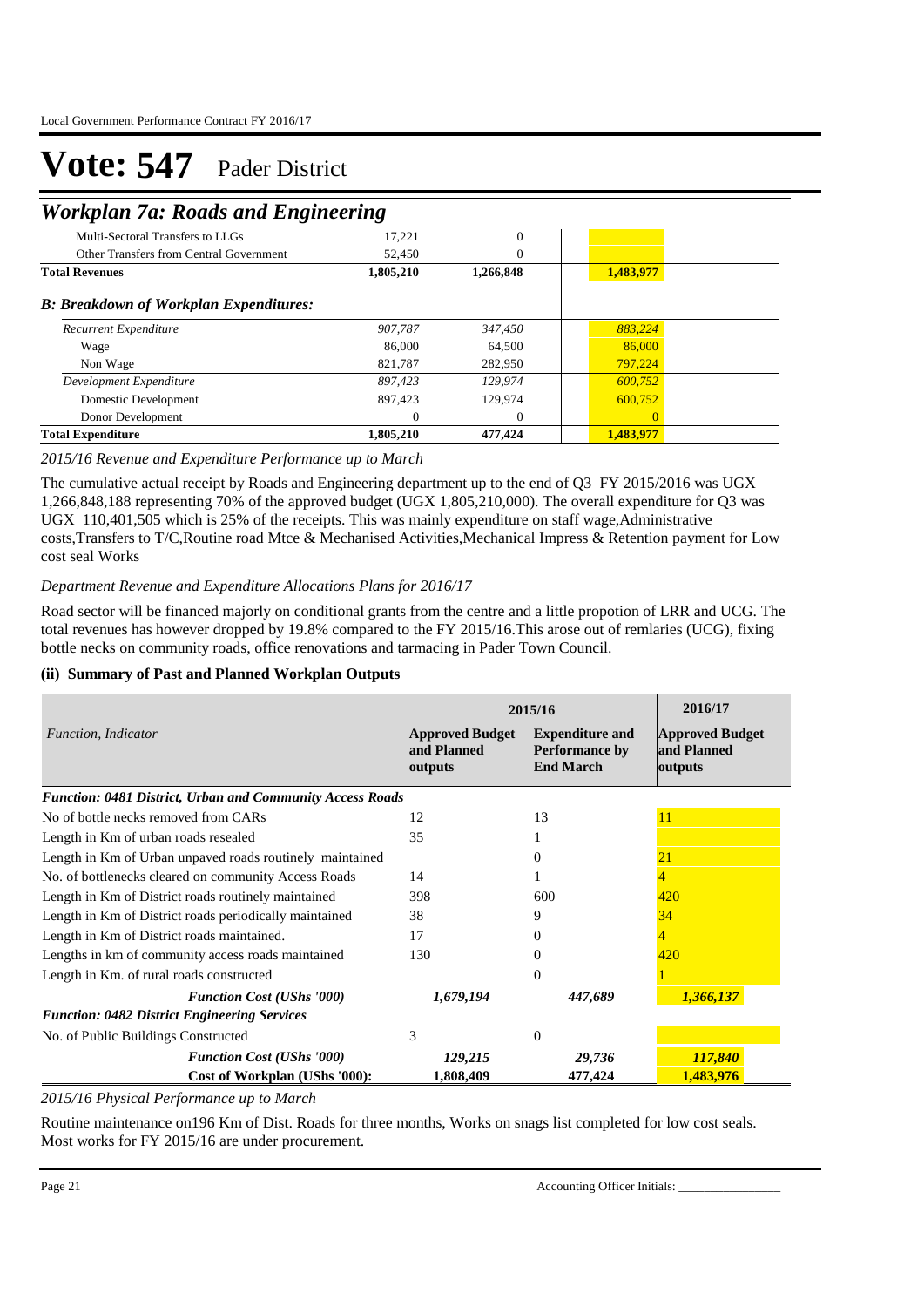# Vote: 547 Pader District

## Workplan 7a: Roads and Engineering

| | | | |
|---|---|---|---|
| Multi-Sectoral Transfers to LLGs | 17,221 | 0 | |
| Other Transfers from Central Government | 52,450 | 0 | |
| **Total Revenues** | **1,805,210** | **1,266,848** | **1,483,977** |
| ***B: Breakdown of Workplan Expenditures:*** | | | |
| *Recurrent Expenditure* | *907,787* | *347,450* | *883,224* |
| Wage | 86,000 | 64,500 | 86,000 |
| Non Wage | 821,787 | 282,950 | 797,224 |
| *Development Expenditure* | *897,423* | *129,974* | *600,752* |
| Domestic Development | 897,423 | 129,974 | 600,752 |
| Donor Development | 0 | 0 | 0 |
| **Total Expenditure** | **1,805,210** | **477,424** | **1,483,977** |

*2015/16 Revenue and Expenditure Performance up to March*

The cumulative actual receipt by Roads and Engineering department up to the end of Q3 FY 2015/2016 was UGX 1,266,848,188 representing 70% of the approved budget (UGX 1,805,210,000). The overall expenditure for Q3 was UGX 110,401,505 which is 25% of the receipts. This was mainly expenditure on staff wage,Administrative costs,Transfers to T/C,Routine road Mtce & Mechanised Activities,Mechanical Impress & Retention payment for Low cost seal Works

*Department Revenue and Expenditure Allocations Plans for 2016/17*

Road sector will be financed majorly on conditional grants from the centre and a little propotion of LRR and UCG. The total revenues has however dropped by 19.8% compared to the FY 2015/16.This arose out of remlaries (UCG), fixing bottle necks on community roads, office renovations and tarmacing in Pader Town Council.

### (ii) Summary of Past and Planned Workplan Outputs

| *Function, Indicator* | 2015/16 | | 2016/17 |
|---|---|---|---|
| | **Approved Budget and Planned outputs** | **Expenditure and Performance by End March** | **Approved Budget and Planned outputs** |
| ***Function: 0481 District, Urban and Community Access Roads*** | | | |
| No of bottle necks removed from CARs | 12 | 13 | 11 |
| Length in Km of urban roads resealed | 35 | 1 | |
| Length in Km of Urban unpaved roads routinely maintained | | 0 | 21 |
| No. of bottlenecks cleared on community Access Roads | 14 | 1 | 4 |
| Length in Km of District roads routinely maintained | 398 | 600 | 420 |
| Length in Km of District roads periodically maintained | 38 | 9 | 34 |
| Length in Km of District roads maintained. | 17 | 0 | 4 |
| Lengths in km of community access roads maintained | 130 | 0 | 420 |
| Length in Km. of rural roads constructed | | 0 | 1 |
| ***Function Cost (UShs '000)*** | ***1,679,194*** | ***447,689*** | ***1,366,137*** |
| ***Function: 0482 District Engineering Services*** | | | |
| No. of Public Buildings Constructed | 3 | 0 | |
| ***Function Cost (UShs '000)*** | ***129,215*** | ***29,736*** | ***117,840*** |
| **Cost of Workplan (UShs '000):** | **1,808,409** | **477,424** | **1,483,976** |

*2015/16 Physical Performance up to March*

Routine maintenance on196 Km of Dist. Roads for three months, Works on snags list completed for low cost seals. Most works for FY 2015/16 are under procurement.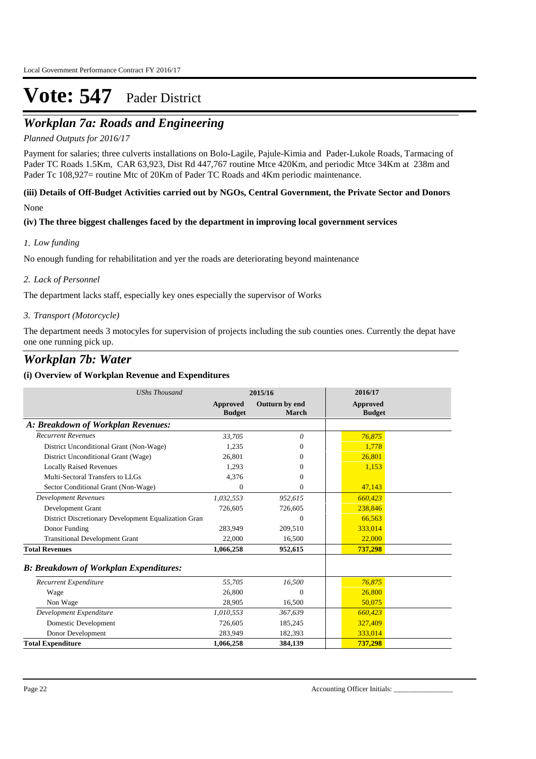# Vote: 547 Pader District

## *Workplan 7a: Roads and Engineering*

*Planned Outputs for 2016/17*

Payment for salaries; three culverts installations on Bolo-Lagile, Pajule-Kimia and Pader-Lukole Roads, Tarmacing of Pader TC Roads 1.5Km, CAR 63,923, Dist Rd 447,767 routine Mtce 420Km, and periodic Mtce 34Km at 238m and Pader Tc 108,927= routine Mtc of 20Km of Pader TC Roads and 4Km periodic maintenance.

**(iii) Details of Off-Budget Activities carried out by NGOs, Central Government, the Private Sector and Donors**

None

**(iv) The three biggest challenges faced by the department in improving local government services**

*1. Low funding*

No enough funding for rehabilitation and yer the roads are deteriorating beyond maintenance

*2. Lack of Personnel*

The department lacks staff, especially key ones especially the supervisor of Works

*3. Transport (Motorcycle)*

The department needs 3 motocyles for supervision of projects including the sub counties ones. Currently the depat have one one running pick up.

## *Workplan 7b: Water*

**(i) Overview of Workplan Revenue and Expenditures**

| *UShs Thousand* | 2015/16 | | 2016/17 |
|---|---|---|---|
| | **Approved Budget** | **Outturn by end March** | **Approved Budget** |
| ***A: Breakdown of Workplan Revenues:*** | | | |
| *Recurrent Revenues* | *33,705* | *0* | *76,875* |
| District Unconditional Grant (Non-Wage) | 1,235 | 0 | 1,778 |
| District Unconditional Grant (Wage) | 26,801 | 0 | 26,801 |
| Locally Raised Revenues | 1,293 | 0 | 1,153 |
| Multi-Sectoral Transfers to LLGs | 4,376 | 0 | |
| Sector Conditional Grant (Non-Wage) | 0 | 0 | 47,143 |
| *Development Revenues* | *1,032,553* | *952,615* | *660,423* |
| Development Grant | 726,605 | 726,605 | 238,846 |
| District Discretionary Development Equalization Gran | | 0 | 66,563 |
| Donor Funding | 283,949 | 209,510 | 333,014 |
| Transitional Development Grant | 22,000 | 16,500 | 22,000 |
| **Total Revenues** | **1,066,258** | **952,615** | **737,298** |
| ***B: Breakdown of Workplan Expenditures:*** | | | |
| *Recurrent Expenditure* | *55,705* | *16,500* | *76,875* |
| Wage | 26,800 | 0 | 26,800 |
| Non Wage | 28,905 | 16,500 | 50,075 |
| *Development Expenditure* | *1,010,553* | *367,639* | *660,423* |
| Domestic Development | 726,605 | 185,245 | 327,409 |
| Donor Development | 283,949 | 182,393 | 333,014 |
| **Total Expenditure** | **1,066,258** | **384,139** | **737,298** |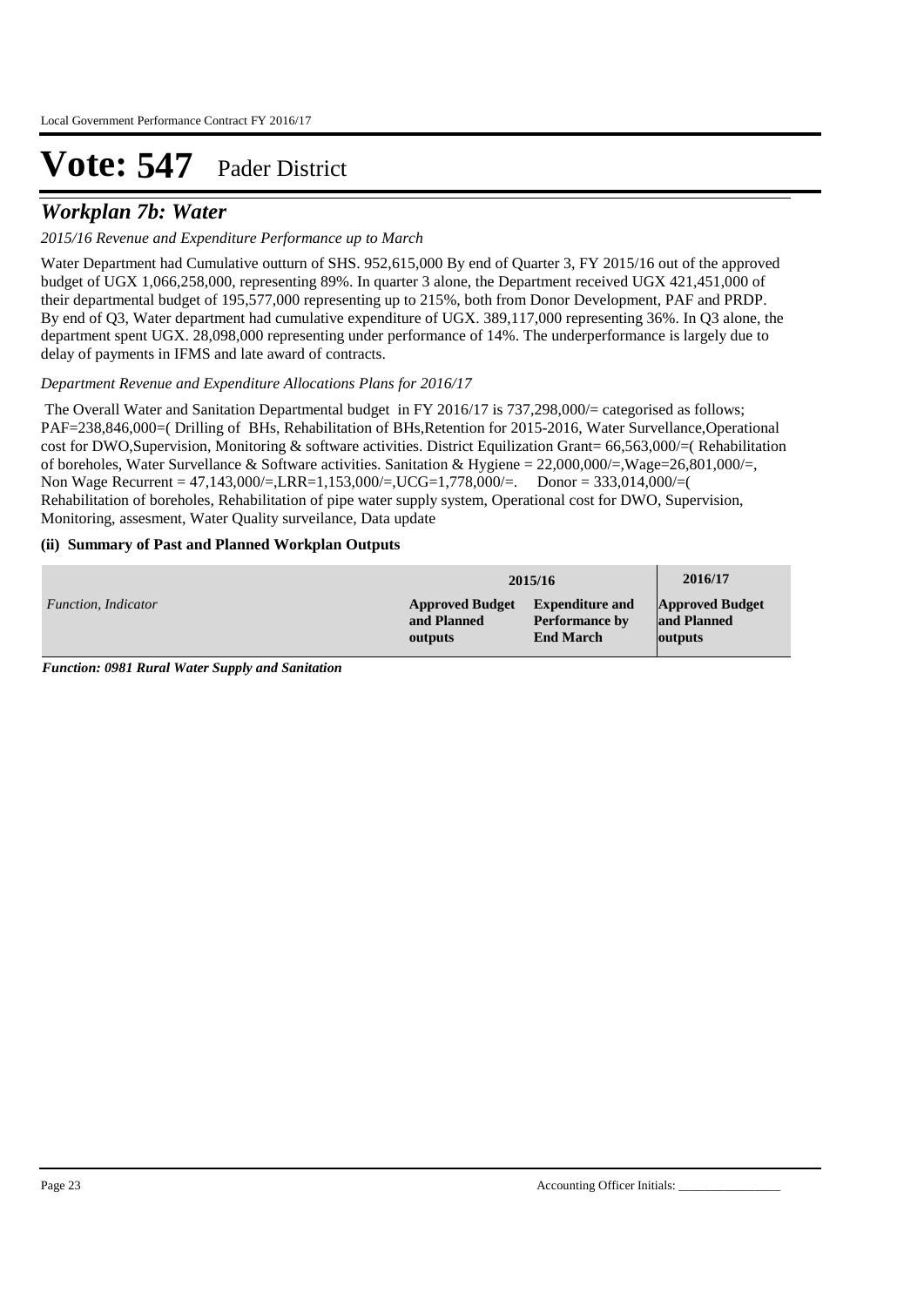# Vote: 547 Pader District

## *Workplan 7b: Water*

*2015/16 Revenue and Expenditure Performance up to March*

Water Department had Cumulative outturn of SHS. 952,615,000 By end of Quarter 3, FY 2015/16 out of the approved budget of UGX 1,066,258,000, representing 89%. In quarter 3 alone, the Department received UGX 421,451,000 of their departmental budget of 195,577,000 representing up to 215%, both from Donor Development, PAF and PRDP. By end of Q3, Water department had cumulative expenditure of UGX. 389,117,000 representing 36%. In Q3 alone, the department spent UGX. 28,098,000 representing under performance of 14%. The underperformance is largely due to delay of payments in IFMS and late award of contracts.

*Department Revenue and Expenditure Allocations Plans for 2016/17*

The Overall Water and Sanitation Departmental budget in FY 2016/17 is 737,298,000/= categorised as follows; PAF=238,846,000=( Drilling of BHs, Rehabilitation of BHs,Retention for 2015-2016, Water Survellance,Operational cost for DWO,Supervision, Monitoring & software activities. District Equilization Grant= 66,563,000/=( Rehabilitation of boreholes, Water Survellance & Software activities. Sanitation & Hygiene = 22,000,000/=,Wage=26,801,000/=, Non Wage Recurrent = 47,143,000/=,LRR=1,153,000/=,UCG=1,778,000/=. Donor = 333,014,000/=( Rehabilitation of boreholes, Rehabilitation of pipe water supply system, Operational cost for DWO, Supervision, Monitoring, assesment, Water Quality surveilance, Data update

**(ii) Summary of Past and Planned Workplan Outputs**

| | 2015/16 | | 2016/17 |
|---|---|---|---|
| *Function, Indicator* | **Approved Budget and Planned outputs** | **Expenditure and Performance by End March** | **Approved Budget and Planned outputs** |

***Function: 0981 Rural Water Supply and Sanitation***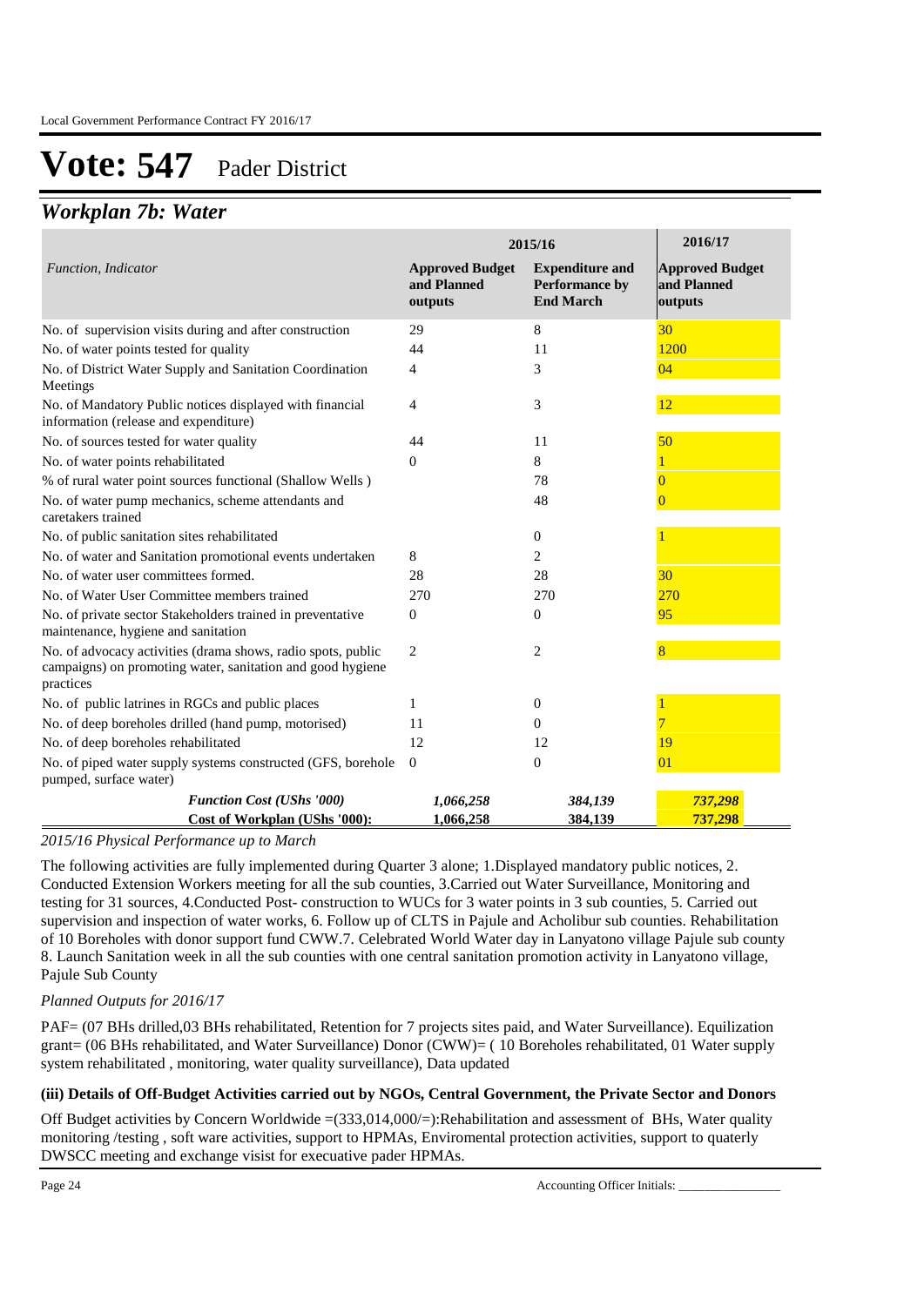# Vote: 547 Pader District

## *Workplan 7b: Water*

| *Function, Indicator* | 2015/16 | | 2016/17 |
|---|---|---|---|
| | **Approved Budget and Planned outputs** | **Expenditure and Performance by End March** | **Approved Budget and Planned outputs** |
| No. of supervision visits during and after construction | 29 | 8 | 30 |
| No. of water points tested for quality | 44 | 11 | 1200 |
| No. of District Water Supply and Sanitation Coordination Meetings | 4 | 3 | 04 |
| No. of Mandatory Public notices displayed with financial information (release and expenditure) | 4 | 3 | 12 |
| No. of sources tested for water quality | 44 | 11 | 50 |
| No. of water points rehabilitated | 0 | 8 | 1 |
| % of rural water point sources functional (Shallow Wells ) | | 78 | 0 |
| No. of water pump mechanics, scheme attendants and caretakers trained | | 48 | 0 |
| No. of public sanitation sites rehabilitated | | 0 | 1 |
| No. of water and Sanitation promotional events undertaken | 8 | 2 | |
| No. of water user committees formed. | 28 | 28 | 30 |
| No. of Water User Committee members trained | 270 | 270 | 270 |
| No. of private sector Stakeholders trained in preventative maintenance, hygiene and sanitation | 0 | 0 | 95 |
| No. of advocacy activities (drama shows, radio spots, public campaigns) on promoting water, sanitation and good hygiene practices | 2 | 2 | 8 |
| No. of public latrines in RGCs and public places | 1 | 0 | 1 |
| No. of deep boreholes drilled (hand pump, motorised) | 11 | 0 | 7 |
| No. of deep boreholes rehabilitated | 12 | 12 | 19 |
| No. of piped water supply systems constructed (GFS, borehole pumped, surface water) | 0 | 0 | 01 |
| ***Function Cost (UShs '000)*** | ***1,066,258*** | ***384,139*** | ***737,298*** |
| **Cost of Workplan (UShs '000):** | **1,066,258** | **384,139** | **737,298** |

*2015/16 Physical Performance up to March*

The following activities are fully implemented during Quarter 3 alone; 1.Displayed mandatory public notices, 2. Conducted Extension Workers meeting for all the sub counties, 3.Carried out Water Surveillance, Monitoring and testing for 31 sources, 4.Conducted Post- construction to WUCs for 3 water points in 3 sub counties, 5. Carried out supervision and inspection of water works, 6. Follow up of CLTS in Pajule and Acholibur sub counties. Rehabilitation of 10 Boreholes with donor support fund CWW.7. Celebrated World Water day in Lanyatono village Pajule sub county 8. Launch Sanitation week in all the sub counties with one central sanitation promotion activity in Lanyatono village, Pajule Sub County

*Planned Outputs for 2016/17*

PAF= (07 BHs drilled,03 BHs rehabilitated, Retention for 7 projects sites paid, and Water Surveillance). Equilization grant= (06 BHs rehabilitated, and Water Surveillance) Donor (CWW)= ( 10 Boreholes rehabilitated, 01 Water supply system rehabilitated , monitoring, water quality surveillance), Data updated

**(iii) Details of Off-Budget Activities carried out by NGOs, Central Government, the Private Sector and Donors**

Off Budget activities by Concern Worldwide =(333,014,000/=):Rehabilitation and assessment of BHs, Water quality monitoring /testing , soft ware activities, support to HPMAs, Enviromental protection activities, support to quaterly DWSCC meeting and exchange visist for execuative pader HPMAs.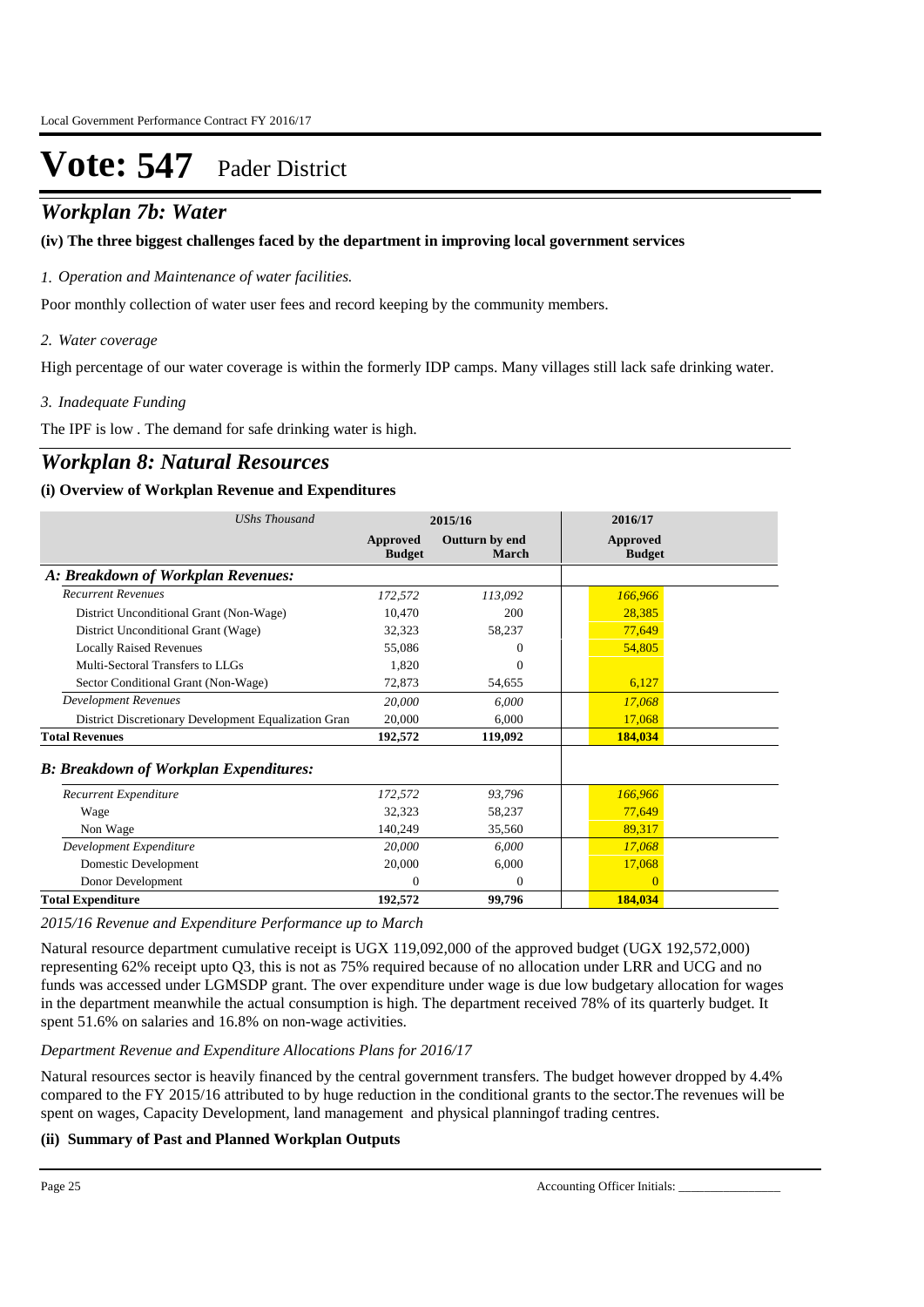# Vote: 547 Pader District

## *Workplan 7b: Water*

**(iv) The three biggest challenges faced by the department in improving local government services**

*1. Operation and Maintenance of water facilities.*

Poor monthly collection of water user fees and record keeping by the community members.

*2. Water coverage*

High percentage of our water coverage is within the formerly IDP camps. Many villages still lack safe drinking water.

*3. Inadequate Funding*

The IPF is low . The demand for safe drinking water is high.

## *Workplan 8: Natural Resources*

**(i) Overview of Workplan Revenue and Expenditures**

| *UShs Thousand* | 2015/16 | | 2016/17 |
|---|---|---|---|
| | **Approved Budget** | **Outturn by end March** | **Approved Budget** |
| ***A: Breakdown of Workplan Revenues:*** | | | |
| *Recurrent Revenues* | *172,572* | *113,092* | *166,966* |
| District Unconditional Grant (Non-Wage) | 10,470 | 200 | 28,385 |
| District Unconditional Grant (Wage) | 32,323 | 58,237 | 77,649 |
| Locally Raised Revenues | 55,086 | 0 | 54,805 |
| Multi-Sectoral Transfers to LLGs | 1,820 | 0 | |
| Sector Conditional Grant (Non-Wage) | 72,873 | 54,655 | 6,127 |
| *Development Revenues* | *20,000* | *6,000* | *17,068* |
| District Discretionary Development Equalization Gran | 20,000 | 6,000 | 17,068 |
| **Total Revenues** | **192,572** | **119,092** | **184,034** |
| ***B: Breakdown of Workplan Expenditures:*** | | | |
| *Recurrent Expenditure* | *172,572* | *93,796* | *166,966* |
| Wage | 32,323 | 58,237 | 77,649 |
| Non Wage | 140,249 | 35,560 | 89,317 |
| *Development Expenditure* | *20,000* | *6,000* | *17,068* |
| Domestic Development | 20,000 | 6,000 | 17,068 |
| Donor Development | 0 | 0 | 0 |
| **Total Expenditure** | **192,572** | **99,796** | **184,034** |

*2015/16 Revenue and Expenditure Performance up to March*

Natural resource department cumulative receipt is UGX 119,092,000 of the approved budget (UGX 192,572,000) representing 62% receipt upto Q3, this is not as 75% required because of no allocation under LRR and UCG and no funds was accessed under LGMSDP grant. The over expenditure under wage is due low budgetary allocation for wages in the department meanwhile the actual consumption is high. The department received 78% of its quarterly budget. It spent 51.6% on salaries and 16.8% on non-wage activities.

*Department Revenue and Expenditure Allocations Plans for 2016/17*

Natural resources sector is heavily financed by the central government transfers. The budget however dropped by 4.4% compared to the FY 2015/16 attributed to by huge reduction in the conditional grants to the sector.The revenues will be spent on wages, Capacity Development, land management and physical planningof trading centres.

**(ii) Summary of Past and Planned Workplan Outputs**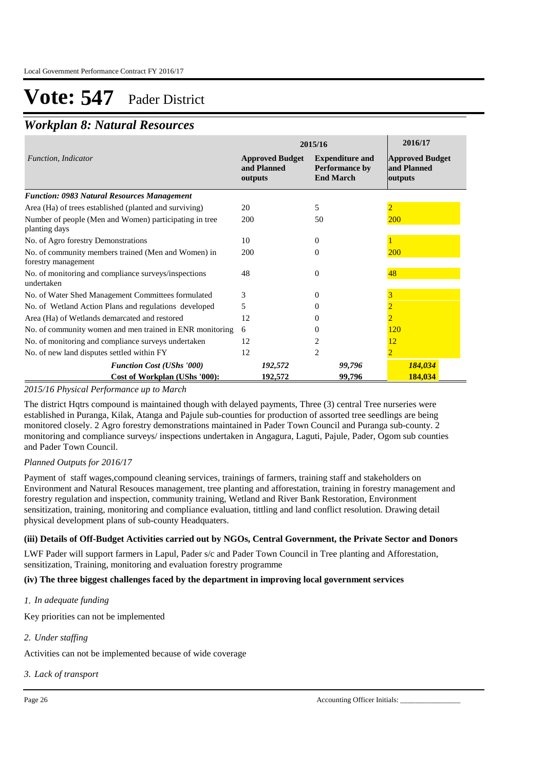# Vote: 547 Pader District

## *Workplan 8: Natural Resources*

| *Function, Indicator* | 2015/16 Approved Budget and Planned outputs | 2015/16 Expenditure and Performance by End March | 2016/17 Approved Budget and Planned outputs |
|---|---|---|---|
| ***Function: 0983 Natural Resources Management*** | | | |
| Area (Ha) of trees established (planted and surviving) | 20 | 5 | 2 |
| Number of people (Men and Women) participating in tree planting days | 200 | 50 | 200 |
| No. of Agro forestry Demonstrations | 10 | 0 | 1 |
| No. of community members trained (Men and Women) in forestry management | 200 | 0 | 200 |
| No. of monitoring and compliance surveys/inspections undertaken | 48 | 0 | 48 |
| No. of Water Shed Management Committees formulated | 3 | 0 | 3 |
| No. of Wetland Action Plans and regulations developed | 5 | 0 | 2 |
| Area (Ha) of Wetlands demarcated and restored | 12 | 0 | 2 |
| No. of community women and men trained in ENR monitoring | 6 | 0 | 120 |
| No. of monitoring and compliance surveys undertaken | 12 | 2 | 12 |
| No. of new land disputes settled within FY | 12 | 2 | 2 |
| ***Function Cost (UShs '000)*** | ***192,572*** | ***99,796*** | ***184,034*** |
| **Cost of Workplan (UShs '000):** | **192,572** | **99,796** | **184,034** |

*2015/16 Physical Performance up to March*

The district Hqtrs compound is maintained though with delayed payments, Three (3) central Tree nurseries were established in Puranga, Kilak, Atanga and Pajule sub-counties for production of assorted tree seedlings are being monitored closely. 2 Agro forestry demonstrations maintained in Pader Town Council and Puranga sub-county. 2 monitoring and compliance surveys/ inspections undertaken in Angagura, Laguti, Pajule, Pader, Ogom sub counties and Pader Town Council.

*Planned Outputs for 2016/17*

Payment of staff wages,compound cleaning services, trainings of farmers, training staff and stakeholders on Environment and Natural Resouces management, tree planting and afforestation, training in forestry management and forestry regulation and inspection, community training, Wetland and River Bank Restoration, Environment sensitization, training, monitoring and compliance evaluation, tittling and land conflict resolution. Drawing detail physical development plans of sub-county Headquaters.

**(iii) Details of Off-Budget Activities carried out by NGOs, Central Government, the Private Sector and Donors**

LWF Pader will support farmers in Lapul, Pader s/c and Pader Town Council in Tree planting and Afforestation, sensitization, Training, monitoring and evaluation forestry programme

**(iv) The three biggest challenges faced by the department in improving local government services**

*1. In adequate funding*

Key priorities can not be implemented

*2. Under staffing*

Activities can not be implemented because of wide coverage

*3. Lack of transport*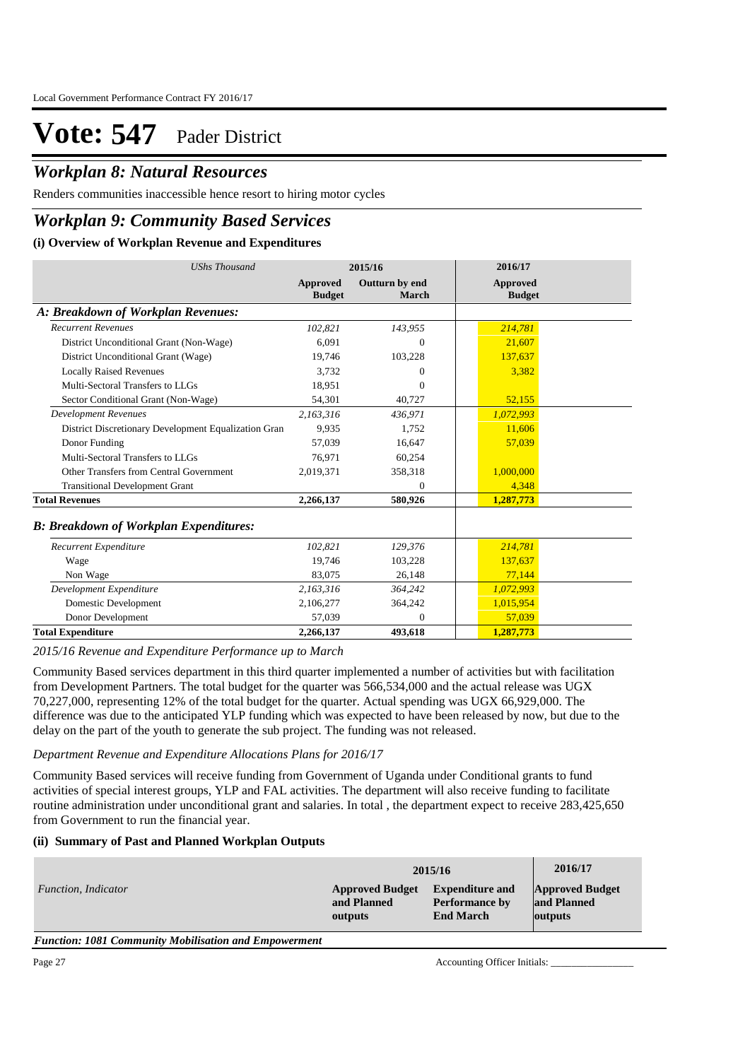# Vote: 547 Pader District

## *Workplan 8: Natural Resources*

Renders communities inaccessible hence resort to hiring motor cycles

## *Workplan 9: Community Based Services*

### (i) Overview of Workplan Revenue and Expenditures

| *UShs Thousand* | 2015/16 | | 2016/17 |
|---|---|---|---|
| | **Approved Budget** | **Outturn by end March** | **Approved Budget** |
| ***A: Breakdown of Workplan Revenues:*** | | | |
| *Recurrent Revenues* | *102,821* | *143,955* | *214,781* |
| District Unconditional Grant (Non-Wage) | 6,091 | 0 | 21,607 |
| District Unconditional Grant (Wage) | 19,746 | 103,228 | 137,637 |
| Locally Raised Revenues | 3,732 | 0 | 3,382 |
| Multi-Sectoral Transfers to LLGs | 18,951 | 0 | |
| Sector Conditional Grant (Non-Wage) | 54,301 | 40,727 | 52,155 |
| *Development Revenues* | *2,163,316* | *436,971* | *1,072,993* |
| District Discretionary Development Equalization Gran | 9,935 | 1,752 | 11,606 |
| Donor Funding | 57,039 | 16,647 | 57,039 |
| Multi-Sectoral Transfers to LLGs | 76,971 | 60,254 | |
| Other Transfers from Central Government | 2,019,371 | 358,318 | 1,000,000 |
| Transitional Development Grant | | 0 | 4,348 |
| **Total Revenues** | **2,266,137** | **580,926** | **1,287,773** |
| ***B: Breakdown of Workplan Expenditures:*** | | | |
| *Recurrent Expenditure* | *102,821* | *129,376* | *214,781* |
| Wage | 19,746 | 103,228 | 137,637 |
| Non Wage | 83,075 | 26,148 | 77,144 |
| *Development Expenditure* | *2,163,316* | *364,242* | *1,072,993* |
| Domestic Development | 2,106,277 | 364,242 | 1,015,954 |
| Donor Development | 57,039 | 0 | 57,039 |
| **Total Expenditure** | **2,266,137** | **493,618** | **1,287,773** |

*2015/16 Revenue and Expenditure Performance up to March*

Community Based services department in this third quarter implemented a number of activities but with facilitation from Development Partners. The total budget for the quarter was 566,534,000 and the actual release was UGX 70,227,000, representing 12% of the total budget for the quarter. Actual spending was UGX 66,929,000. The difference was due to the anticipated YLP funding which was expected to have been released by now, but due to the delay on the part of the youth to generate the sub project. The funding was not released.

*Department Revenue and Expenditure Allocations Plans for 2016/17*

Community Based services will receive funding from Government of Uganda under Conditional grants to fund activities of special interest groups, YLP and FAL activities. The department will also receive funding to facilitate routine administration under unconditional grant and salaries. In total , the department expect to receive 283,425,650 from Government to run the financial year.

### (ii) Summary of Past and Planned Workplan Outputs

| *Function, Indicator* | 2015/16 | | 2016/17 |
|---|---|---|---|
| | **Approved Budget and Planned outputs** | **Expenditure and Performance by End March** | **Approved Budget and Planned outputs** |

***Function: 1081 Community Mobilisation and Empowerment***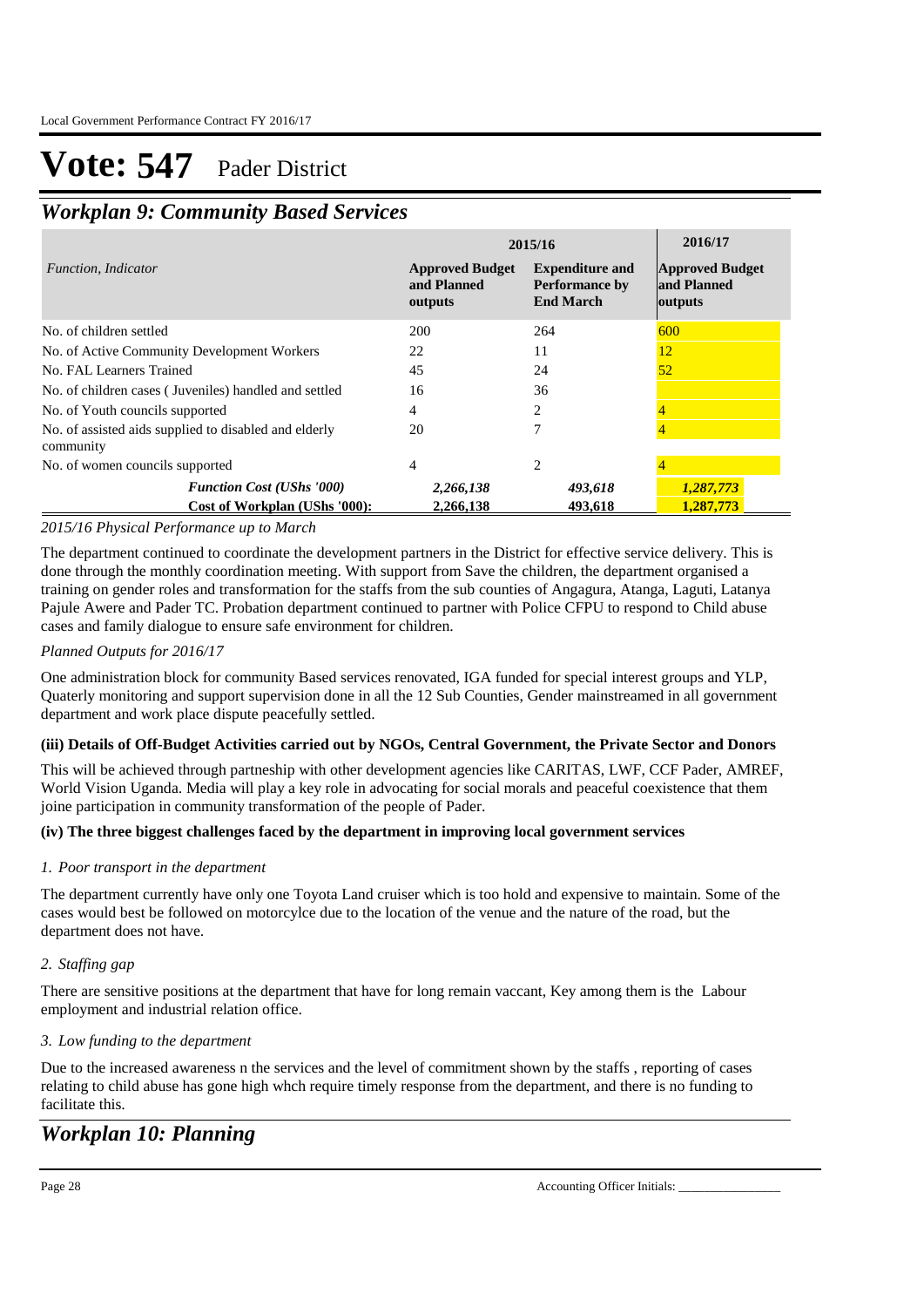# Vote: 547 Pader District

## *Workplan 9: Community Based Services*

| *Function, Indicator* | 2015/16 Approved Budget and Planned outputs | 2015/16 Expenditure and Performance by End March | 2016/17 Approved Budget and Planned outputs |
|---|---|---|---|
| No. of children settled | 200 | 264 | 600 |
| No. of Active Community Development Workers | 22 | 11 | 12 |
| No. FAL Learners Trained | 45 | 24 | 52 |
| No. of children cases ( Juveniles) handled and settled | 16 | 36 | |
| No. of Youth councils supported | 4 | 2 | 4 |
| No. of assisted aids supplied to disabled and elderly community | 20 | 7 | 4 |
| No. of women councils supported | 4 | 2 | 4 |
| ***Function Cost (UShs '000)*** | *2,266,138* | *493,618* | *1,287,773* |
| **Cost of Workplan (UShs '000):** | **2,266,138** | **493,618** | **1,287,773** |

*2015/16 Physical Performance up to March*

The department continued to coordinate the development partners in the District for effective service delivery. This is done through the monthly coordination meeting. With support from Save the children, the department organised a training on gender roles and transformation for the staffs from the sub counties of Angagura, Atanga, Laguti, Latanya Pajule Awere and Pader TC. Probation department continued to partner with Police CFPU to respond to Child abuse cases and family dialogue to ensure safe environment for children.

*Planned Outputs for 2016/17*

One administration block for community Based services renovated, IGA funded for special interest groups and YLP, Quaterly monitoring and support supervision done in all the 12 Sub Counties, Gender mainstreamed in all government department and work place dispute peacefully settled.

**(iii) Details of Off-Budget Activities carried out by NGOs, Central Government, the Private Sector and Donors**

This will be achieved through partneship with other development agencies like CARITAS, LWF, CCF Pader, AMREF, World Vision Uganda. Media will play a key role in advocating for social morals and peaceful coexistence that them joine participation in community transformation of the people of Pader.

**(iv) The three biggest challenges faced by the department in improving local government services**

*1. Poor transport in the department*

The department currently have only one Toyota Land cruiser which is too hold and expensive to maintain. Some of the cases would best be followed on motorcylce due to the location of the venue and the nature of the road, but the department does not have.

*2. Staffing gap*

There are sensitive positions at the department that have for long remain vaccant, Key among them is the Labour employment and industrial relation office.

*3. Low funding to the department*

Due to the increased awareness n the services and the level of commitment shown by the staffs , reporting of cases relating to child abuse has gone high whch require timely response from the department, and there is no funding to facilitate this.

## *Workplan 10: Planning*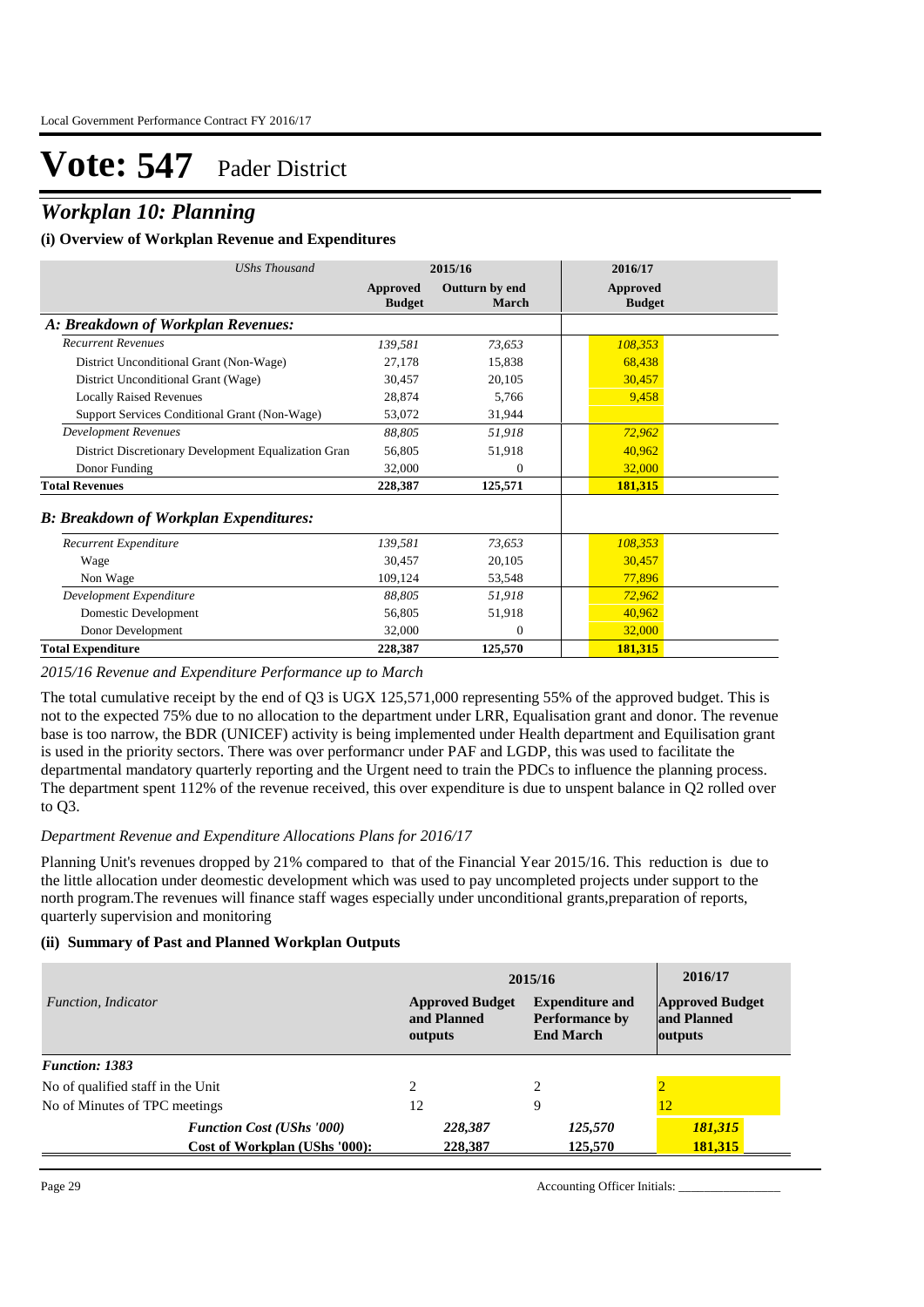# Vote: 547 Pader District

## *Workplan 10: Planning*

### (i) Overview of Workplan Revenue and Expenditures

| *UShs Thousand* | 2015/16 | | 2016/17 |
|---|---|---|---|
| | **Approved Budget** | **Outturn by end March** | **Approved Budget** |
| ***A: Breakdown of Workplan Revenues:*** | | | |
| *Recurrent Revenues* | *139,581* | *73,653* | *108,353* |
| District Unconditional Grant (Non-Wage) | 27,178 | 15,838 | 68,438 |
| District Unconditional Grant (Wage) | 30,457 | 20,105 | 30,457 |
| Locally Raised Revenues | 28,874 | 5,766 | 9,458 |
| Support Services Conditional Grant (Non-Wage) | 53,072 | 31,944 | |
| *Development Revenues* | *88,805* | *51,918* | *72,962* |
| District Discretionary Development Equalization Gran | 56,805 | 51,918 | 40,962 |
| Donor Funding | 32,000 | 0 | 32,000 |
| **Total Revenues** | **228,387** | **125,571** | **181,315** |
| ***B: Breakdown of Workplan Expenditures:*** | | | |
| *Recurrent Expenditure* | *139,581* | *73,653* | *108,353* |
| Wage | 30,457 | 20,105 | 30,457 |
| Non Wage | 109,124 | 53,548 | 77,896 |
| *Development Expenditure* | *88,805* | *51,918* | *72,962* |
| Domestic Development | 56,805 | 51,918 | 40,962 |
| Donor Development | 32,000 | 0 | 32,000 |
| **Total Expenditure** | **228,387** | **125,570** | **181,315** |

*2015/16 Revenue and Expenditure Performance up to March*

The total cumulative receipt by the end of Q3 is UGX 125,571,000 representing 55% of the approved budget. This is not to the expected 75% due to no allocation to the department under LRR, Equalisation grant and donor. The revenue base is too narrow, the BDR (UNICEF) activity is being implemented under Health department and Equilisation grant is used in the priority sectors. There was over performancr under PAF and LGDP, this was used to facilitate the departmental mandatory quarterly reporting and the Urgent need to train the PDCs to influence the planning process. The department spent 112% of the revenue received, this over expenditure is due to unspent balance in Q2 rolled over to Q3.

*Department Revenue and Expenditure Allocations Plans for 2016/17*

Planning Unit's revenues dropped by 21% compared to that of the Financial Year 2015/16. This reduction is due to the little allocation under deomestic development which was used to pay uncompleted projects under support to the north program.The revenues will finance staff wages especially under unconditional grants,preparation of reports, quarterly supervision and monitoring

### (ii) Summary of Past and Planned Workplan Outputs

| *Function, Indicator* | 2015/16 | | 2016/17 |
|---|---|---|---|
| | **Approved Budget and Planned outputs** | **Expenditure and Performance by End March** | **Approved Budget and Planned outputs** |
| ***Function: 1383*** | | | |
| No of qualified staff in the Unit | 2 | 2 | 2 |
| No of Minutes of TPC meetings | 12 | 9 | 12 |
| ***Function Cost (UShs '000)*** | ***228,387*** | ***125,570*** | ***181,315*** |
| **Cost of Workplan (UShs '000):** | **228,387** | **125,570** | **181,315** |

Accounting Officer Initials: ________________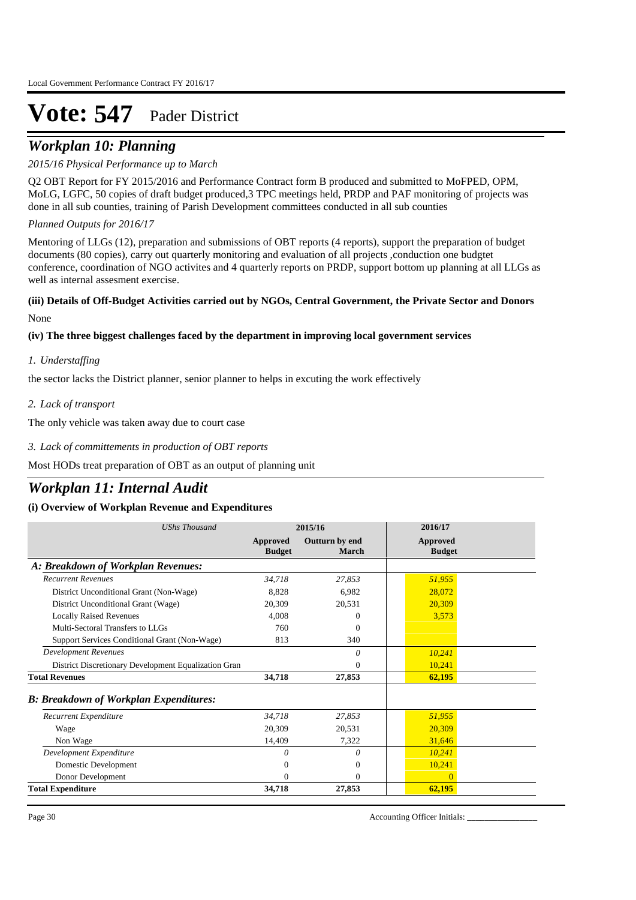# Vote: 547 Pader District

## *Workplan 10: Planning*

*2015/16 Physical Performance up to March*

Q2 OBT Report for FY 2015/2016 and Performance Contract form B produced and submitted to MoFPED, OPM, MoLG, LGFC, 50 copies of draft budget produced,3 TPC meetings held, PRDP and PAF monitoring of projects was done in all sub counties, training of Parish Development committees conducted in all sub counties

*Planned Outputs for 2016/17*

Mentoring of LLGs (12), preparation and submissions of OBT reports (4 reports), support the preparation of budget documents (80 copies), carry out quarterly monitoring and evaluation of all projects ,conduction one budgtet conference, coordination of NGO activites and 4 quarterly reports on PRDP, support bottom up planning at all LLGs as well as internal assesment exercise.

**(iii) Details of Off-Budget Activities carried out by NGOs, Central Government, the Private Sector and Donors**

None

**(iv) The three biggest challenges faced by the department in improving local government services**

*1. Understaffing*

the sector lacks the District planner, senior planner to helps in excuting the work effectively

*2. Lack of transport*

The only vehicle was taken away due to court case

*3. Lack of committements in production of OBT reports*

Most HODs treat preparation of OBT as an output of planning unit

## *Workplan 11: Internal Audit*

**(i) Overview of Workplan Revenue and Expenditures**

| *UShs Thousand* | 2015/16 | | 2016/17 |
|---|---|---|---|
| | **Approved Budget** | **Outturn by end March** | **Approved Budget** |
| ***A: Breakdown of Workplan Revenues:*** | | | |
| *Recurrent Revenues* | *34,718* | *27,853* | *51,955* |
| District Unconditional Grant (Non-Wage) | 8,828 | 6,982 | 28,072 |
| District Unconditional Grant (Wage) | 20,309 | 20,531 | 20,309 |
| Locally Raised Revenues | 4,008 | 0 | 3,573 |
| Multi-Sectoral Transfers to LLGs | 760 | 0 | |
| Support Services Conditional Grant (Non-Wage) | 813 | 340 | |
| *Development Revenues* | | *0* | *10,241* |
| District Discretionary Development Equalization Gran | | 0 | 10,241 |
| **Total Revenues** | **34,718** | **27,853** | **62,195** |
| ***B: Breakdown of Workplan Expenditures:*** | | | |
| *Recurrent Expenditure* | *34,718* | *27,853* | *51,955* |
| Wage | 20,309 | 20,531 | 20,309 |
| Non Wage | 14,409 | 7,322 | 31,646 |
| *Development Expenditure* | *0* | *0* | *10,241* |
| Domestic Development | 0 | 0 | 10,241 |
| Donor Development | 0 | 0 | 0 |
| **Total Expenditure** | **34,718** | **27,853** | **62,195** |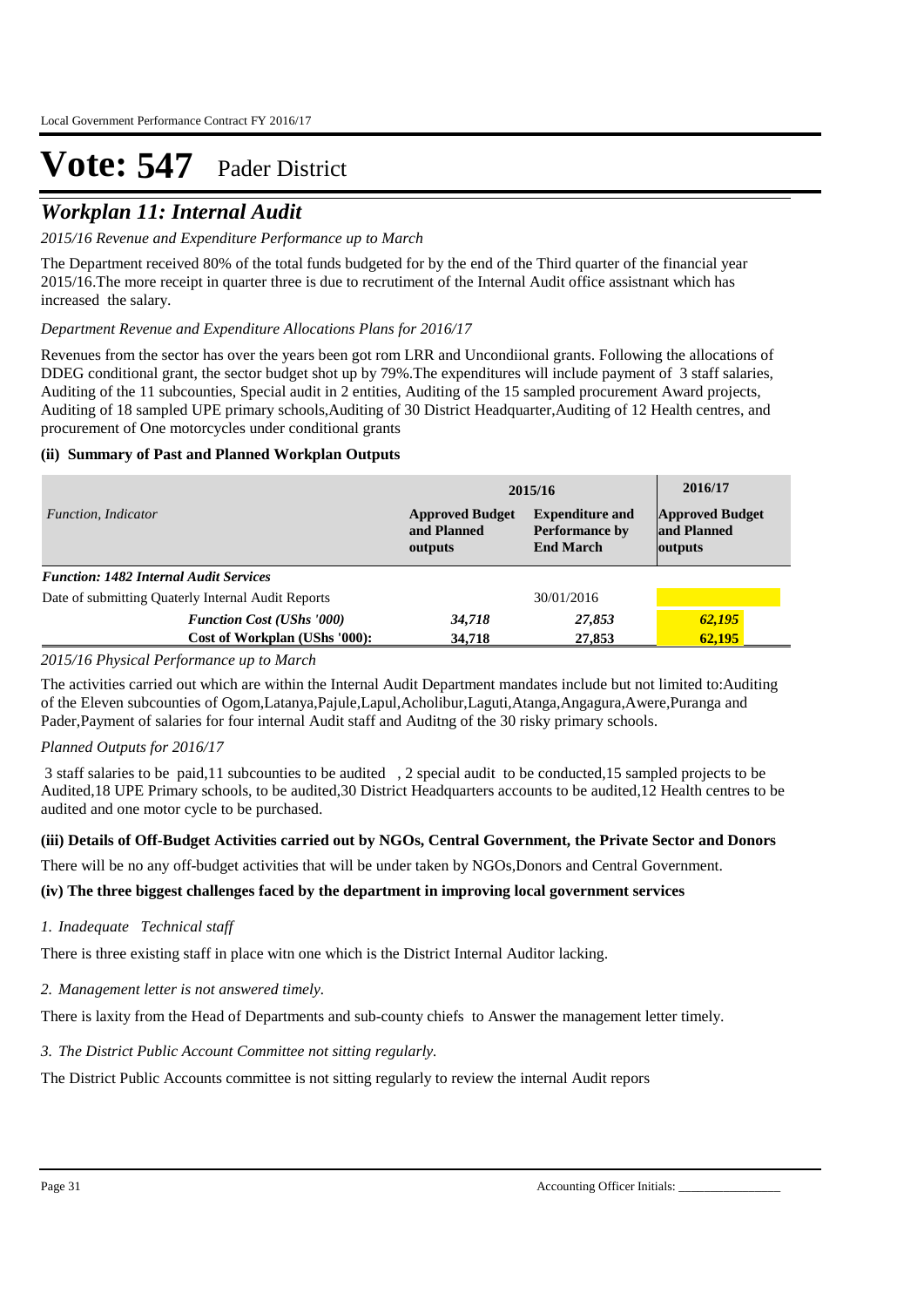# Vote: 547 Pader District

## *Workplan 11: Internal Audit*

*2015/16 Revenue and Expenditure Performance up to March*

The Department received 80% of the total funds budgeted for by the end of the Third quarter of the financial year 2015/16.The more receipt in quarter three is due to recrutiment of the Internal Audit office assistnant which has increased the salary.

*Department Revenue and Expenditure Allocations Plans for 2016/17*

Revenues from the sector has over the years been got rom LRR and Uncondiional grants. Following the allocations of DDEG conditional grant, the sector budget shot up by 79%.The expenditures will include payment of 3 staff salaries, Auditing of the 11 subcounties, Special audit in 2 entities, Auditing of the 15 sampled procurement Award projects, Auditing of 18 sampled UPE primary schools,Auditing of 30 District Headquarter,Auditing of 12 Health centres, and procurement of One motorcycles under conditional grants

**(ii) Summary of Past and Planned Workplan Outputs**

| *Function, Indicator* | 2015/16 | | 2016/17 |
|---|---|---|---|
| | **Approved Budget and Planned outputs** | **Expenditure and Performance by End March** | **Approved Budget and Planned outputs** |
| ***Function: 1482 Internal Audit Services*** | | | |
| Date of submitting Quaterly Internal Audit Reports | | 30/01/2016 | |
| ***Function Cost (UShs '000)*** | ***34,718*** | ***27,853*** | ***62,195*** |
| **Cost of Workplan (UShs '000):** | **34,718** | **27,853** | **62,195** |

*2015/16 Physical Performance up to March*

The activities carried out which are within the Internal Audit Department mandates include but not limited to:Auditing of the Eleven subcounties of Ogom,Latanya,Pajule,Lapul,Acholibur,Laguti,Atanga,Angagura,Awere,Puranga and Pader,Payment of salaries for four internal Audit staff and Auditng of the 30 risky primary schools.

*Planned Outputs for 2016/17*

3 staff salaries to be paid,11 subcounties to be audited , 2 special audit to be conducted,15 sampled projects to be Audited,18 UPE Primary schools, to be audited,30 District Headquarters accounts to be audited,12 Health centres to be audited and one motor cycle to be purchased.

**(iii) Details of Off-Budget Activities carried out by NGOs, Central Government, the Private Sector and Donors**

There will be no any off-budget activities that will be under taken by NGOs,Donors and Central Government.

**(iv) The three biggest challenges faced by the department in improving local government services**

*1. Inadequate Technical staff*

There is three existing staff in place witn one which is the District Internal Auditor lacking.

*2. Management letter is not answered timely.*

There is laxity from the Head of Departments and sub-county chiefs to Answer the management letter timely.

*3. The District Public Account Committee not sitting regularly.*

The District Public Accounts committee is not sitting regularly to review the internal Audit repors